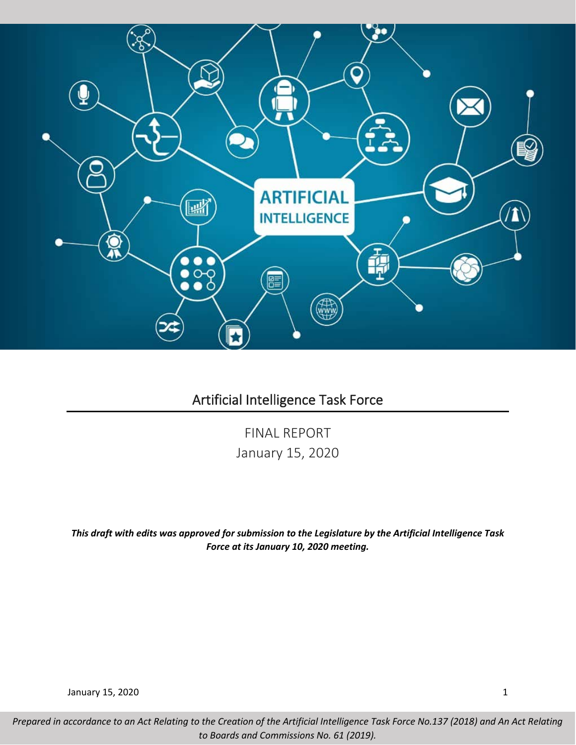# Artificial Intelligence Task Force

FINAL REPORT

January 15, 2020

***This draft with edits was approved for submission to the Legislature by the Artificial Intelligence Task Force at its January 10, 2020 meeting.***

*Prepared in accordance to an Act Relating to the Creation of the Artificial Intelligence Task Force No.137 (2018) and An Act Relating to Boards and Commissions No. 61 (2019).*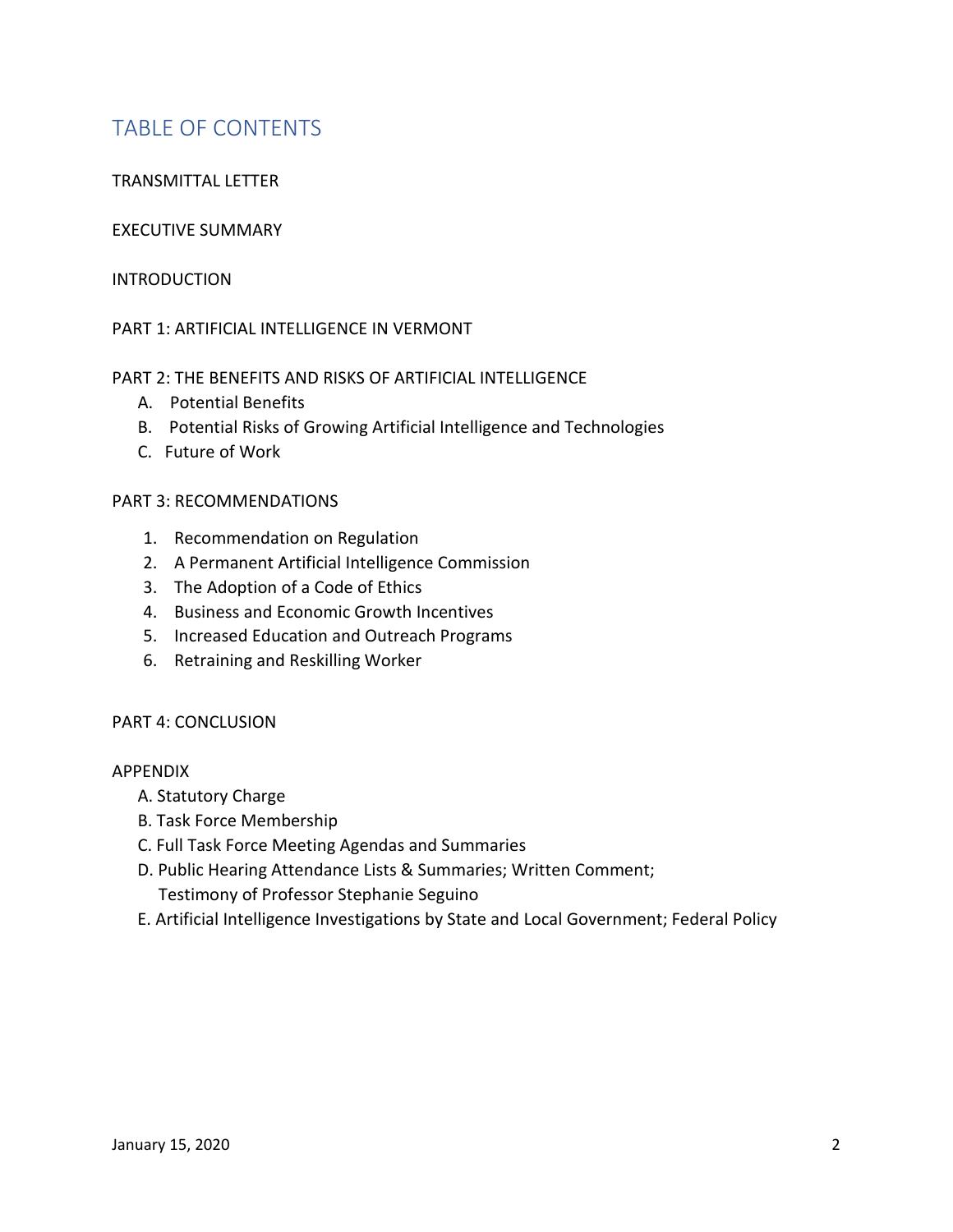# TABLE OF CONTENTS

TRANSMITTAL LETTER

EXECUTIVE SUMMARY

INTRODUCTION

PART 1: ARTIFICIAL INTELLIGENCE IN VERMONT

PART 2: THE BENEFITS AND RISKS OF ARTIFICIAL INTELLIGENCE

- A. Potential Benefits
- B. Potential Risks of Growing Artificial Intelligence and Technologies
- C. Future of Work

PART 3: RECOMMENDATIONS

1. Recommendation on Regulation
2. A Permanent Artificial Intelligence Commission
3. The Adoption of a Code of Ethics
4. Business and Economic Growth Incentives
5. Increased Education and Outreach Programs
6. Retraining and Reskilling Worker

PART 4: CONCLUSION

APPENDIX

- A. Statutory Charge
- B. Task Force Membership
- C. Full Task Force Meeting Agendas and Summaries
- D. Public Hearing Attendance Lists & Summaries; Written Comment; Testimony of Professor Stephanie Seguino
- E. Artificial Intelligence Investigations by State and Local Government; Federal Policy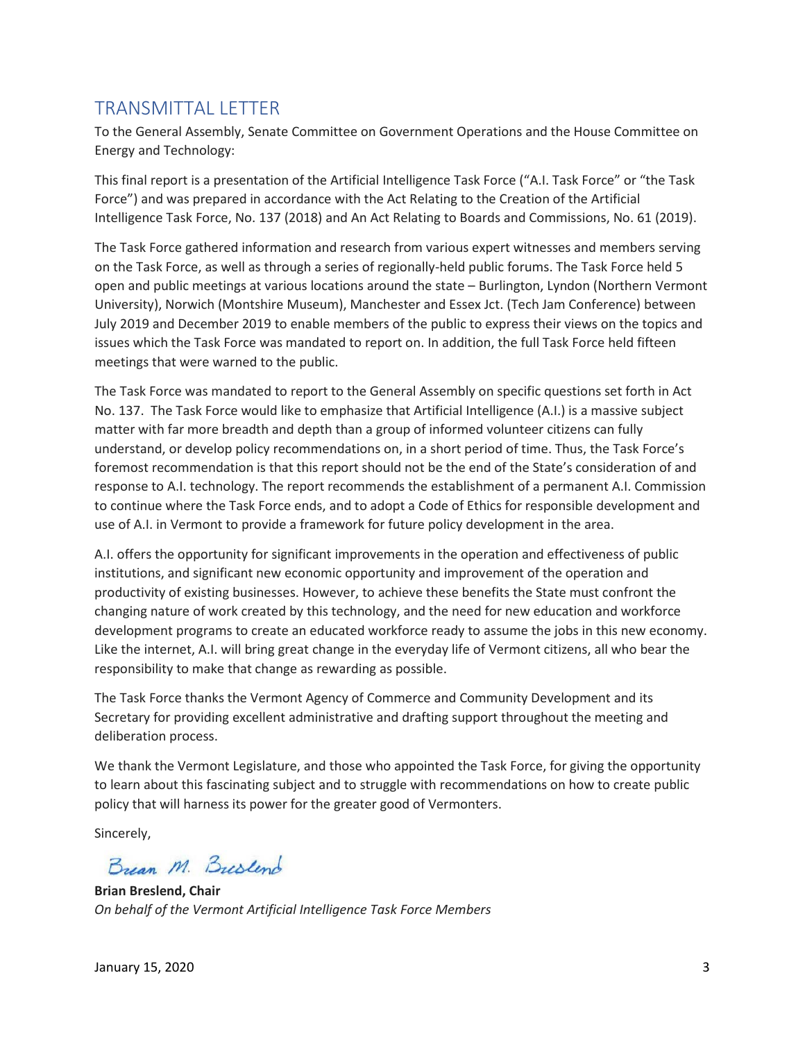## TRANSMITTAL LETTER

To the General Assembly, Senate Committee on Government Operations and the House Committee on Energy and Technology:

This final report is a presentation of the Artificial Intelligence Task Force ("A.I. Task Force" or "the Task Force") and was prepared in accordance with the Act Relating to the Creation of the Artificial Intelligence Task Force, No. 137 (2018) and An Act Relating to Boards and Commissions, No. 61 (2019).

The Task Force gathered information and research from various expert witnesses and members serving on the Task Force, as well as through a series of regionally-held public forums. The Task Force held 5 open and public meetings at various locations around the state – Burlington, Lyndon (Northern Vermont University), Norwich (Montshire Museum), Manchester and Essex Jct. (Tech Jam Conference) between July 2019 and December 2019 to enable members of the public to express their views on the topics and issues which the Task Force was mandated to report on. In addition, the full Task Force held fifteen meetings that were warned to the public.

The Task Force was mandated to report to the General Assembly on specific questions set forth in Act No. 137. The Task Force would like to emphasize that Artificial Intelligence (A.I.) is a massive subject matter with far more breadth and depth than a group of informed volunteer citizens can fully understand, or develop policy recommendations on, in a short period of time. Thus, the Task Force's foremost recommendation is that this report should not be the end of the State's consideration of and response to A.I. technology. The report recommends the establishment of a permanent A.I. Commission to continue where the Task Force ends, and to adopt a Code of Ethics for responsible development and use of A.I. in Vermont to provide a framework for future policy development in the area.

A.I. offers the opportunity for significant improvements in the operation and effectiveness of public institutions, and significant new economic opportunity and improvement of the operation and productivity of existing businesses. However, to achieve these benefits the State must confront the changing nature of work created by this technology, and the need for new education and workforce development programs to create an educated workforce ready to assume the jobs in this new economy. Like the internet, A.I. will bring great change in the everyday life of Vermont citizens, all who bear the responsibility to make that change as rewarding as possible.

The Task Force thanks the Vermont Agency of Commerce and Community Development and its Secretary for providing excellent administrative and drafting support throughout the meeting and deliberation process.

We thank the Vermont Legislature, and those who appointed the Task Force, for giving the opportunity to learn about this fascinating subject and to struggle with recommendations on how to create public policy that will harness its power for the greater good of Vermonters.

Sincerely,

Brian M. Breslend

**Brian Breslend, Chair**
*On behalf of the Vermont Artificial Intelligence Task Force Members*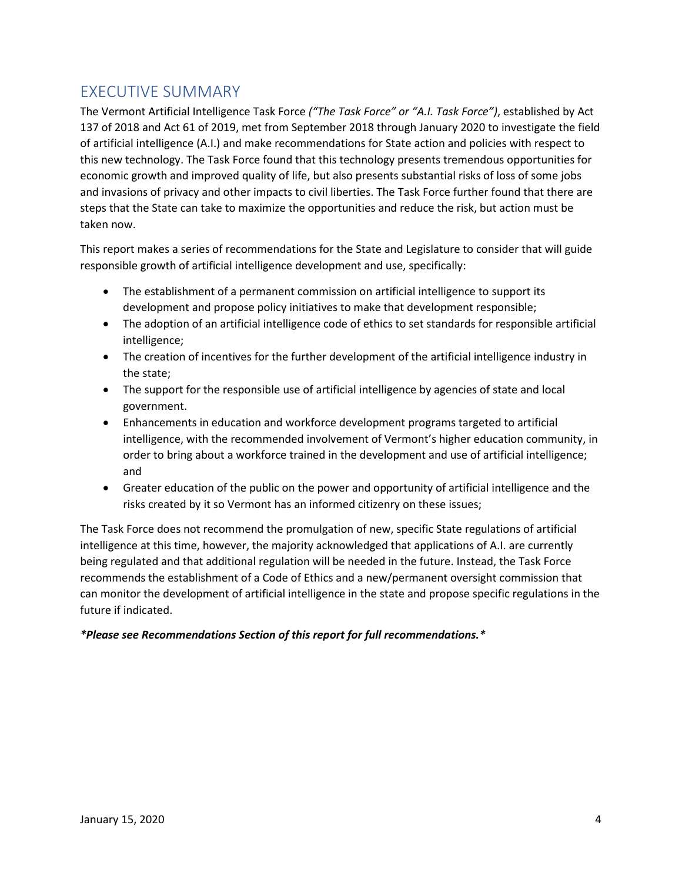## EXECUTIVE SUMMARY

The Vermont Artificial Intelligence Task Force *("The Task Force" or "A.I. Task Force")*, established by Act 137 of 2018 and Act 61 of 2019, met from September 2018 through January 2020 to investigate the field of artificial intelligence (A.I.) and make recommendations for State action and policies with respect to this new technology. The Task Force found that this technology presents tremendous opportunities for economic growth and improved quality of life, but also presents substantial risks of loss of some jobs and invasions of privacy and other impacts to civil liberties. The Task Force further found that there are steps that the State can take to maximize the opportunities and reduce the risk, but action must be taken now.

This report makes a series of recommendations for the State and Legislature to consider that will guide responsible growth of artificial intelligence development and use, specifically:

- The establishment of a permanent commission on artificial intelligence to support its development and propose policy initiatives to make that development responsible;
- The adoption of an artificial intelligence code of ethics to set standards for responsible artificial intelligence;
- The creation of incentives for the further development of the artificial intelligence industry in the state;
- The support for the responsible use of artificial intelligence by agencies of state and local government.
- Enhancements in education and workforce development programs targeted to artificial intelligence, with the recommended involvement of Vermont's higher education community, in order to bring about a workforce trained in the development and use of artificial intelligence; and
- Greater education of the public on the power and opportunity of artificial intelligence and the risks created by it so Vermont has an informed citizenry on these issues;

The Task Force does not recommend the promulgation of new, specific State regulations of artificial intelligence at this time, however, the majority acknowledged that applications of A.I. are currently being regulated and that additional regulation will be needed in the future. Instead, the Task Force recommends the establishment of a Code of Ethics and a new/permanent oversight commission that can monitor the development of artificial intelligence in the state and propose specific regulations in the future if indicated.

***\*Please see Recommendations Section of this report for full recommendations.\****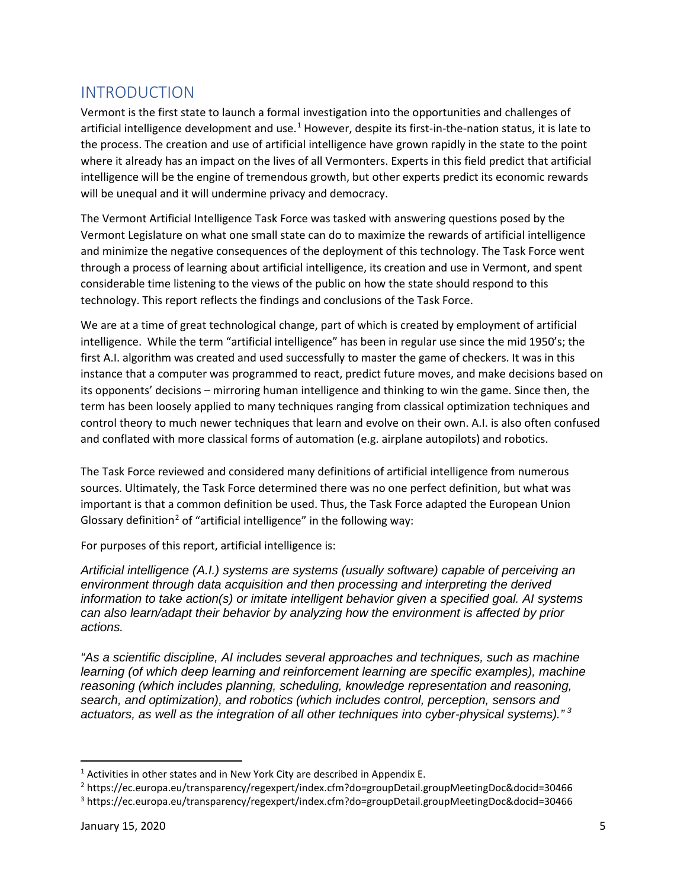## INTRODUCTION

Vermont is the first state to launch a formal investigation into the opportunities and challenges of artificial intelligence development and use.[1] However, despite its first-in-the-nation status, it is late to the process. The creation and use of artificial intelligence have grown rapidly in the state to the point where it already has an impact on the lives of all Vermonters. Experts in this field predict that artificial intelligence will be the engine of tremendous growth, but other experts predict its economic rewards will be unequal and it will undermine privacy and democracy.

The Vermont Artificial Intelligence Task Force was tasked with answering questions posed by the Vermont Legislature on what one small state can do to maximize the rewards of artificial intelligence and minimize the negative consequences of the deployment of this technology. The Task Force went through a process of learning about artificial intelligence, its creation and use in Vermont, and spent considerable time listening to the views of the public on how the state should respond to this technology. This report reflects the findings and conclusions of the Task Force.

We are at a time of great technological change, part of which is created by employment of artificial intelligence. While the term "artificial intelligence" has been in regular use since the mid 1950's; the first A.I. algorithm was created and used successfully to master the game of checkers. It was in this instance that a computer was programmed to react, predict future moves, and make decisions based on its opponents' decisions – mirroring human intelligence and thinking to win the game. Since then, the term has been loosely applied to many techniques ranging from classical optimization techniques and control theory to much newer techniques that learn and evolve on their own. A.I. is also often confused and conflated with more classical forms of automation (e.g. airplane autopilots) and robotics.

The Task Force reviewed and considered many definitions of artificial intelligence from numerous sources. Ultimately, the Task Force determined there was no one perfect definition, but what was important is that a common definition be used. Thus, the Task Force adapted the European Union Glossary definition[2] of "artificial intelligence" in the following way:

For purposes of this report, artificial intelligence is:

*Artificial intelligence (A.I.) systems are systems (usually software) capable of perceiving an environment through data acquisition and then processing and interpreting the derived information to take action(s) or imitate intelligent behavior given a specified goal. AI systems can also learn/adapt their behavior by analyzing how the environment is affected by prior actions.*

*"As a scientific discipline, AI includes several approaches and techniques, such as machine learning (of which deep learning and reinforcement learning are specific examples), machine reasoning (which includes planning, scheduling, knowledge representation and reasoning, search, and optimization), and robotics (which includes control, perception, sensors and actuators, as well as the integration of all other techniques into cyber-physical systems)."*[3]

---

[1] Activities in other states and in New York City are described in Appendix E.

[2] https://ec.europa.eu/transparency/regexpert/index.cfm?do=groupDetail.groupMeetingDoc&docid=30466

[3] https://ec.europa.eu/transparency/regexpert/index.cfm?do=groupDetail.groupMeetingDoc&docid=30466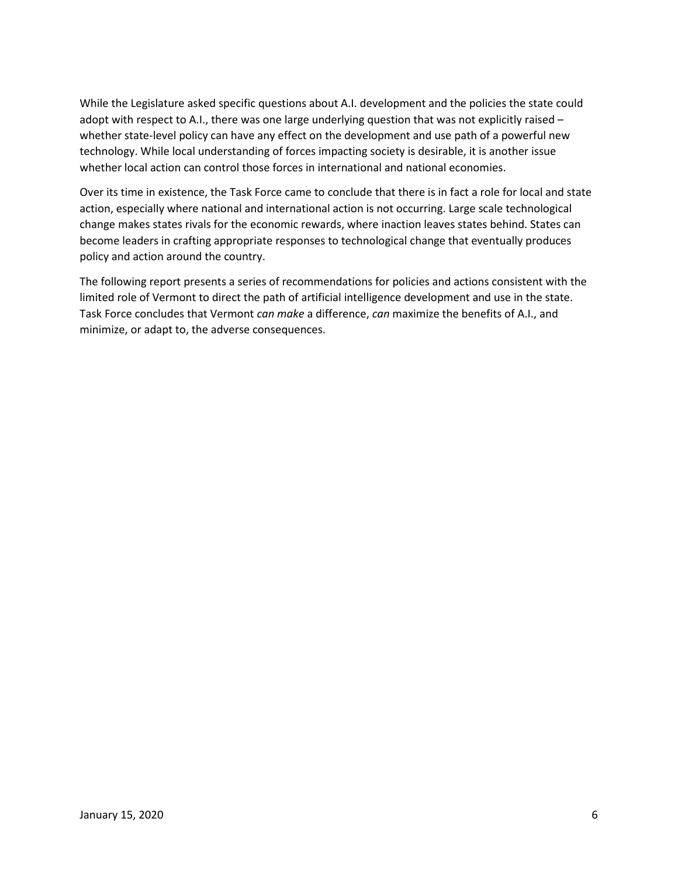While the Legislature asked specific questions about A.I. development and the policies the state could adopt with respect to A.I., there was one large underlying question that was not explicitly raised – whether state-level policy can have any effect on the development and use path of a powerful new technology. While local understanding of forces impacting society is desirable, it is another issue whether local action can control those forces in international and national economies.

Over its time in existence, the Task Force came to conclude that there is in fact a role for local and state action, especially where national and international action is not occurring. Large scale technological change makes states rivals for the economic rewards, where inaction leaves states behind. States can become leaders in crafting appropriate responses to technological change that eventually produces policy and action around the country.

The following report presents a series of recommendations for policies and actions consistent with the limited role of Vermont to direct the path of artificial intelligence development and use in the state. Task Force concludes that Vermont *can make* a difference, *can* maximize the benefits of A.I., and minimize, or adapt to, the adverse consequences.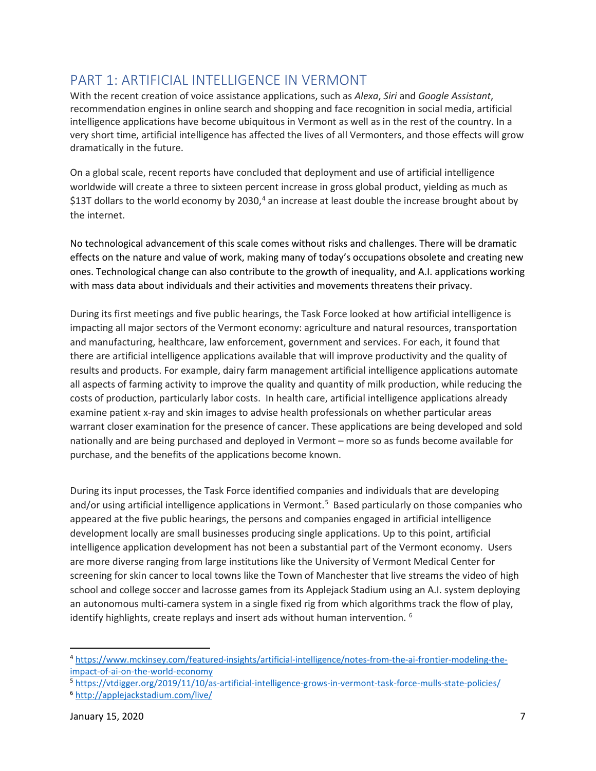## PART 1: ARTIFICIAL INTELLIGENCE IN VERMONT

With the recent creation of voice assistance applications, such as *Alexa*, *Siri* and *Google Assistant*, recommendation engines in online search and shopping and face recognition in social media, artificial intelligence applications have become ubiquitous in Vermont as well as in the rest of the country. In a very short time, artificial intelligence has affected the lives of all Vermonters, and those effects will grow dramatically in the future.

On a global scale, recent reports have concluded that deployment and use of artificial intelligence worldwide will create a three to sixteen percent increase in gross global product, yielding as much as $13T dollars to the world economy by 2030,[4] an increase at least double the increase brought about by the internet.

No technological advancement of this scale comes without risks and challenges. There will be dramatic effects on the nature and value of work, making many of today's occupations obsolete and creating new ones. Technological change can also contribute to the growth of inequality, and A.I. applications working with mass data about individuals and their activities and movements threatens their privacy.

During its first meetings and five public hearings, the Task Force looked at how artificial intelligence is impacting all major sectors of the Vermont economy: agriculture and natural resources, transportation and manufacturing, healthcare, law enforcement, government and services. For each, it found that there are artificial intelligence applications available that will improve productivity and the quality of results and products. For example, dairy farm management artificial intelligence applications automate all aspects of farming activity to improve the quality and quantity of milk production, while reducing the costs of production, particularly labor costs. In health care, artificial intelligence applications already examine patient x-ray and skin images to advise health professionals on whether particular areas warrant closer examination for the presence of cancer. These applications are being developed and sold nationally and are being purchased and deployed in Vermont – more so as funds become available for purchase, and the benefits of the applications become known.

During its input processes, the Task Force identified companies and individuals that are developing and/or using artificial intelligence applications in Vermont.[5] Based particularly on those companies who appeared at the five public hearings, the persons and companies engaged in artificial intelligence development locally are small businesses producing single applications. Up to this point, artificial intelligence application development has not been a substantial part of the Vermont economy. Users are more diverse ranging from large institutions like the University of Vermont Medical Center for screening for skin cancer to local towns like the Town of Manchester that live streams the video of high school and college soccer and lacrosse games from its Applejack Stadium using an A.I. system deploying an autonomous multi-camera system in a single fixed rig from which algorithms track the flow of play, identify highlights, create replays and insert ads without human intervention.[6]

---

[4] https://www.mckinsey.com/featured-insights/artificial-intelligence/notes-from-the-ai-frontier-modeling-the-impact-of-ai-on-the-world-economy

[5] https://vtdigger.org/2019/11/10/as-artificial-intelligence-grows-in-vermont-task-force-mulls-state-policies/

[6] http://applejackstadium.com/live/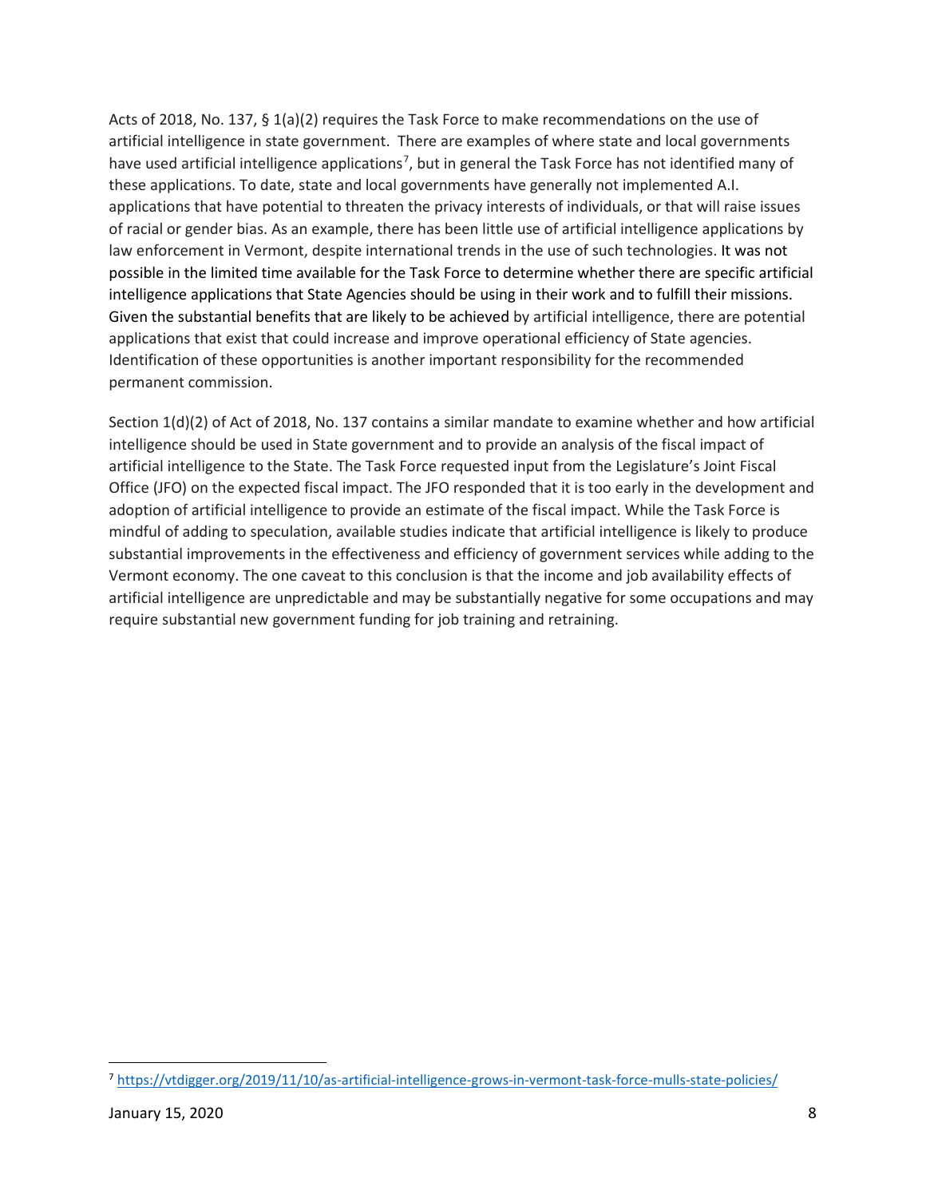Acts of 2018, No. 137, § 1(a)(2) requires the Task Force to make recommendations on the use of artificial intelligence in state government. There are examples of where state and local governments have used artificial intelligence applications[7], but in general the Task Force has not identified many of these applications. To date, state and local governments have generally not implemented A.I. applications that have potential to threaten the privacy interests of individuals, or that will raise issues of racial or gender bias. As an example, there has been little use of artificial intelligence applications by law enforcement in Vermont, despite international trends in the use of such technologies. It was not possible in the limited time available for the Task Force to determine whether there are specific artificial intelligence applications that State Agencies should be using in their work and to fulfill their missions. Given the substantial benefits that are likely to be achieved by artificial intelligence, there are potential applications that exist that could increase and improve operational efficiency of State agencies. Identification of these opportunities is another important responsibility for the recommended permanent commission.

Section 1(d)(2) of Act of 2018, No. 137 contains a similar mandate to examine whether and how artificial intelligence should be used in State government and to provide an analysis of the fiscal impact of artificial intelligence to the State. The Task Force requested input from the Legislature's Joint Fiscal Office (JFO) on the expected fiscal impact. The JFO responded that it is too early in the development and adoption of artificial intelligence to provide an estimate of the fiscal impact. While the Task Force is mindful of adding to speculation, available studies indicate that artificial intelligence is likely to produce substantial improvements in the effectiveness and efficiency of government services while adding to the Vermont economy. The one caveat to this conclusion is that the income and job availability effects of artificial intelligence are unpredictable and may be substantially negative for some occupations and may require substantial new government funding for job training and retraining.

[7] https://vtdigger.org/2019/11/10/as-artificial-intelligence-grows-in-vermont-task-force-mulls-state-policies/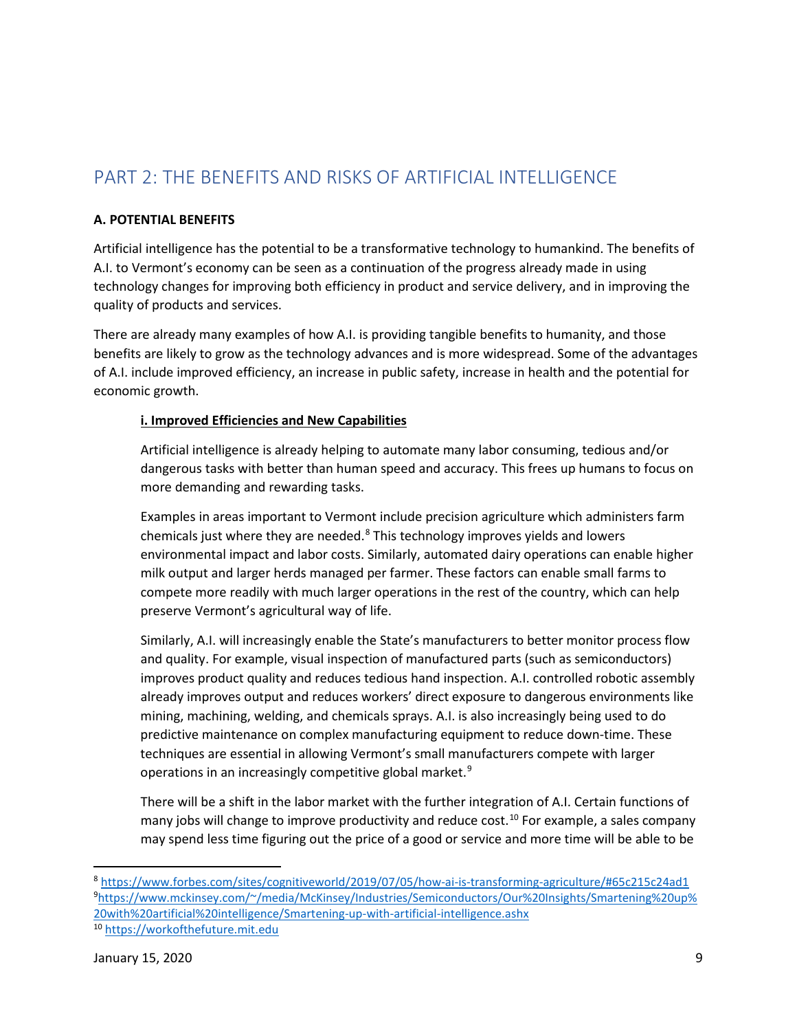## PART 2: THE BENEFITS AND RISKS OF ARTIFICIAL INTELLIGENCE

**A. POTENTIAL BENEFITS**

Artificial intelligence has the potential to be a transformative technology to humankind. The benefits of A.I. to Vermont's economy can be seen as a continuation of the progress already made in using technology changes for improving both efficiency in product and service delivery, and in improving the quality of products and services.

There are already many examples of how A.I. is providing tangible benefits to humanity, and those benefits are likely to grow as the technology advances and is more widespread. Some of the advantages of A.I. include improved efficiency, an increase in public safety, increase in health and the potential for economic growth.

**i. Improved Efficiencies and New Capabilities**

Artificial intelligence is already helping to automate many labor consuming, tedious and/or dangerous tasks with better than human speed and accuracy. This frees up humans to focus on more demanding and rewarding tasks.

Examples in areas important to Vermont include precision agriculture which administers farm chemicals just where they are needed.[8] This technology improves yields and lowers environmental impact and labor costs. Similarly, automated dairy operations can enable higher milk output and larger herds managed per farmer. These factors can enable small farms to compete more readily with much larger operations in the rest of the country, which can help preserve Vermont's agricultural way of life.

Similarly, A.I. will increasingly enable the State's manufacturers to better monitor process flow and quality. For example, visual inspection of manufactured parts (such as semiconductors) improves product quality and reduces tedious hand inspection. A.I. controlled robotic assembly already improves output and reduces workers' direct exposure to dangerous environments like mining, machining, welding, and chemicals sprays. A.I. is also increasingly being used to do predictive maintenance on complex manufacturing equipment to reduce down-time. These techniques are essential in allowing Vermont's small manufacturers compete with larger operations in an increasingly competitive global market.[9]

There will be a shift in the labor market with the further integration of A.I. Certain functions of many jobs will change to improve productivity and reduce cost.[10] For example, a sales company may spend less time figuring out the price of a good or service and more time will be able to be

---

[8] https://www.forbes.com/sites/cognitiveworld/2019/07/05/how-ai-is-transforming-agriculture/#65c215c24ad1

[9] https://www.mckinsey.com/~/media/McKinsey/Industries/Semiconductors/Our%20Insights/Smartening%20up%20with%20artificial%20intelligence/Smartening-up-with-artificial-intelligence.ashx

[10] https://workofthefuture.mit.edu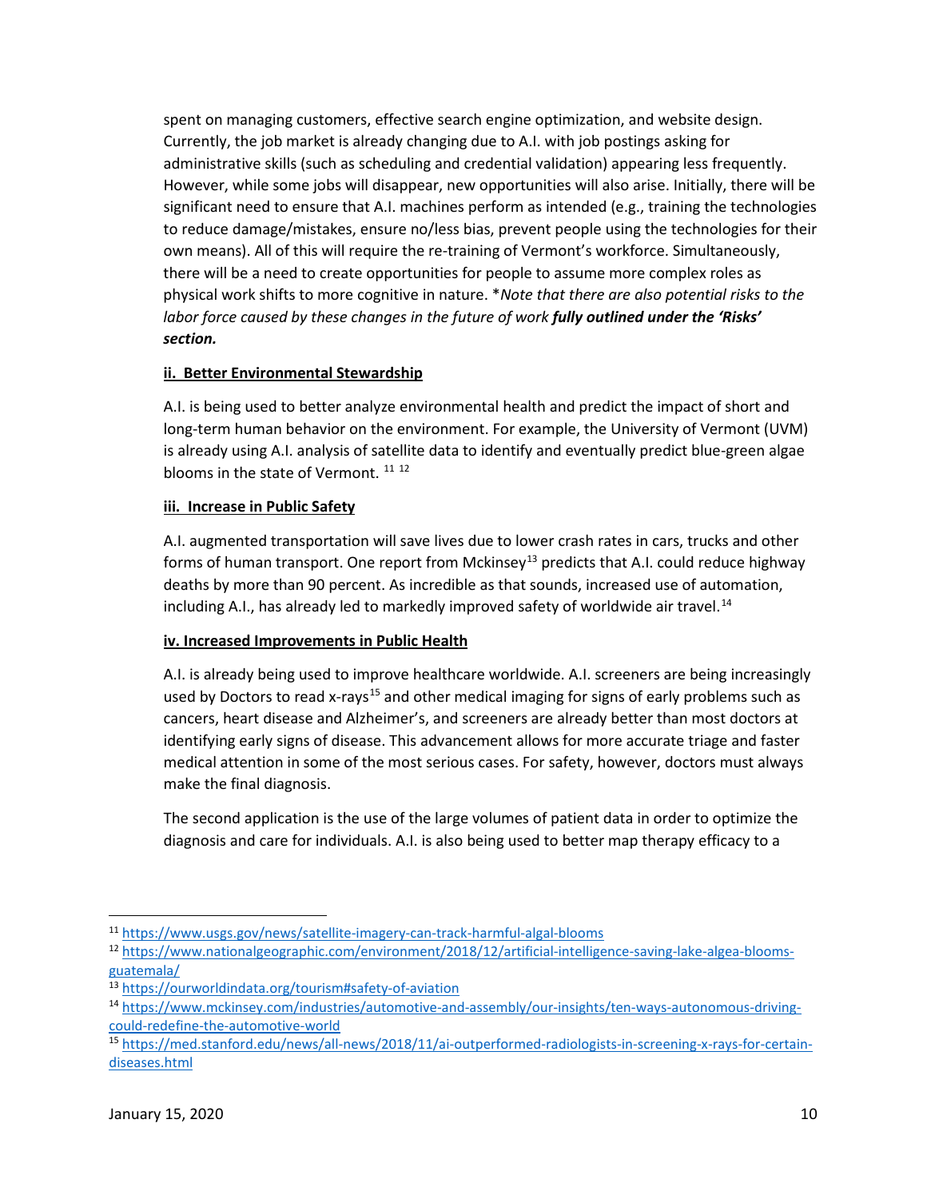spent on managing customers, effective search engine optimization, and website design. Currently, the job market is already changing due to A.I. with job postings asking for administrative skills (such as scheduling and credential validation) appearing less frequently. However, while some jobs will disappear, new opportunities will also arise. Initially, there will be significant need to ensure that A.I. machines perform as intended (e.g., training the technologies to reduce damage/mistakes, ensure no/less bias, prevent people using the technologies for their own means). All of this will require the re-training of Vermont's workforce. Simultaneously, there will be a need to create opportunities for people to assume more complex roles as physical work shifts to more cognitive in nature. **Note that there are also potential risks to the labor force caused by these changes in the future of work* ***fully outlined under the 'Risks' section.***

**ii. Better Environmental Stewardship**

A.I. is being used to better analyze environmental health and predict the impact of short and long-term human behavior on the environment. For example, the University of Vermont (UVM) is already using A.I. analysis of satellite data to identify and eventually predict blue-green algae blooms in the state of Vermont. [11] [12]

**iii. Increase in Public Safety**

A.I. augmented transportation will save lives due to lower crash rates in cars, trucks and other forms of human transport. One report from Mckinsey[13] predicts that A.I. could reduce highway deaths by more than 90 percent. As incredible as that sounds, increased use of automation, including A.I., has already led to markedly improved safety of worldwide air travel.[14]

**iv. Increased Improvements in Public Health**

A.I. is already being used to improve healthcare worldwide. A.I. screeners are being increasingly used by Doctors to read x-rays[15] and other medical imaging for signs of early problems such as cancers, heart disease and Alzheimer's, and screeners are already better than most doctors at identifying early signs of disease. This advancement allows for more accurate triage and faster medical attention in some of the most serious cases. For safety, however, doctors must always make the final diagnosis.

The second application is the use of the large volumes of patient data in order to optimize the diagnosis and care for individuals. A.I. is also being used to better map therapy efficacy to a

---

[11] https://www.usgs.gov/news/satellite-imagery-can-track-harmful-algal-blooms

[12] https://www.nationalgeographic.com/environment/2018/12/artificial-intelligence-saving-lake-algea-blooms-guatemala/

[13] https://ourworldindata.org/tourism#safety-of-aviation

[14] https://www.mckinsey.com/industries/automotive-and-assembly/our-insights/ten-ways-autonomous-driving-could-redefine-the-automotive-world

[15] https://med.stanford.edu/news/all-news/2018/11/ai-outperformed-radiologists-in-screening-x-rays-for-certain-diseases.html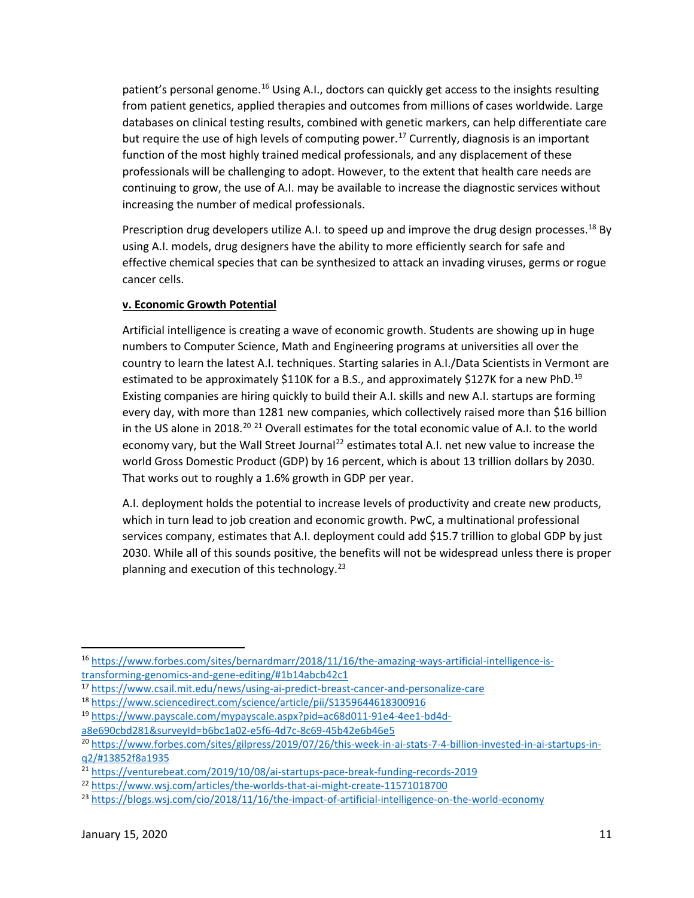patient's personal genome.[16] Using A.I., doctors can quickly get access to the insights resulting from patient genetics, applied therapies and outcomes from millions of cases worldwide. Large databases on clinical testing results, combined with genetic markers, can help differentiate care but require the use of high levels of computing power.[17] Currently, diagnosis is an important function of the most highly trained medical professionals, and any displacement of these professionals will be challenging to adopt. However, to the extent that health care needs are continuing to grow, the use of A.I. may be available to increase the diagnostic services without increasing the number of medical professionals.

Prescription drug developers utilize A.I. to speed up and improve the drug design processes.[18] By using A.I. models, drug designers have the ability to more efficiently search for safe and effective chemical species that can be synthesized to attack an invading viruses, germs or rogue cancer cells.

**v. Economic Growth Potential**

Artificial intelligence is creating a wave of economic growth. Students are showing up in huge numbers to Computer Science, Math and Engineering programs at universities all over the country to learn the latest A.I. techniques. Starting salaries in A.I./Data Scientists in Vermont are estimated to be approximately $110K for a B.S., and approximately $127K for a new PhD.[19] Existing companies are hiring quickly to build their A.I. skills and new A.I. startups are forming every day, with more than 1281 new companies, which collectively raised more than $16 billion in the US alone in 2018.[20] [21] Overall estimates for the total economic value of A.I. to the world economy vary, but the Wall Street Journal[22] estimates total A.I. net new value to increase the world Gross Domestic Product (GDP) by 16 percent, which is about 13 trillion dollars by 2030. That works out to roughly a 1.6% growth in GDP per year.

A.I. deployment holds the potential to increase levels of productivity and create new products, which in turn lead to job creation and economic growth. PwC, a multinational professional services company, estimates that A.I. deployment could add $15.7 trillion to global GDP by just 2030. While all of this sounds positive, the benefits will not be widespread unless there is proper planning and execution of this technology.[23]

---

[16] https://www.forbes.com/sites/bernardmarr/2018/11/16/the-amazing-ways-artificial-intelligence-is-transforming-genomics-and-gene-editing/#1b14abcb42c1

[17] https://www.csail.mit.edu/news/using-ai-predict-breast-cancer-and-personalize-care

[18] https://www.sciencedirect.com/science/article/pii/S1359644618300916

[19] https://www.payscale.com/mypayscale.aspx?pid=ac68d011-91e4-4ee1-bd4d-a8e690cbd281&surveyId=b6bc1a02-e5f6-4d7c-8c69-45b42e6b46e5

[20] https://www.forbes.com/sites/gilpress/2019/07/26/this-week-in-ai-stats-7-4-billion-invested-in-ai-startups-in-q2/#13852f8a1935

[21] https://venturebeat.com/2019/10/08/ai-startups-pace-break-funding-records-2019

[22] https://www.wsj.com/articles/the-worlds-that-ai-might-create-11571018700

[23] https://blogs.wsj.com/cio/2018/11/16/the-impact-of-artificial-intelligence-on-the-world-economy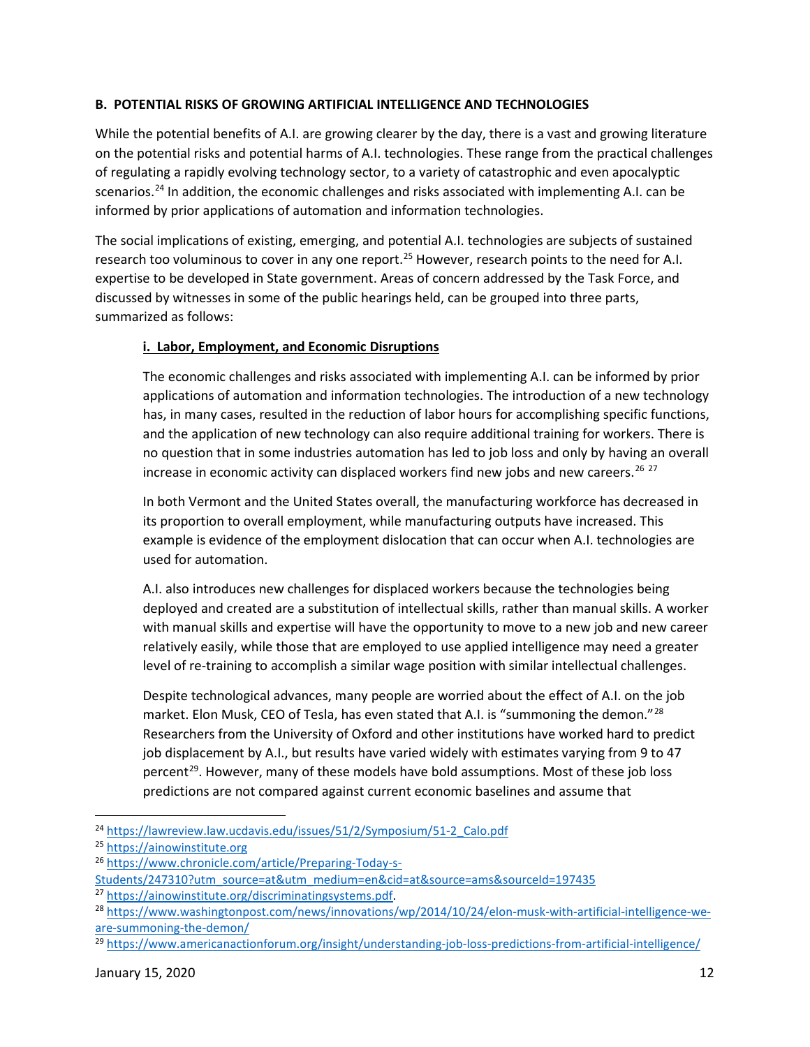**B. POTENTIAL RISKS OF GROWING ARTIFICIAL INTELLIGENCE AND TECHNOLOGIES**

While the potential benefits of A.I. are growing clearer by the day, there is a vast and growing literature on the potential risks and potential harms of A.I. technologies. These range from the practical challenges of regulating a rapidly evolving technology sector, to a variety of catastrophic and even apocalyptic scenarios.[24] In addition, the economic challenges and risks associated with implementing A.I. can be informed by prior applications of automation and information technologies.

The social implications of existing, emerging, and potential A.I. technologies are subjects of sustained research too voluminous to cover in any one report.[25] However, research points to the need for A.I. expertise to be developed in State government. Areas of concern addressed by the Task Force, and discussed by witnesses in some of the public hearings held, can be grouped into three parts, summarized as follows:

**i. Labor, Employment, and Economic Disruptions**

The economic challenges and risks associated with implementing A.I. can be informed by prior applications of automation and information technologies. The introduction of a new technology has, in many cases, resulted in the reduction of labor hours for accomplishing specific functions, and the application of new technology can also require additional training for workers. There is no question that in some industries automation has led to job loss and only by having an overall increase in economic activity can displaced workers find new jobs and new careers.[26] [27]

In both Vermont and the United States overall, the manufacturing workforce has decreased in its proportion to overall employment, while manufacturing outputs have increased. This example is evidence of the employment dislocation that can occur when A.I. technologies are used for automation.

A.I. also introduces new challenges for displaced workers because the technologies being deployed and created are a substitution of intellectual skills, rather than manual skills. A worker with manual skills and expertise will have the opportunity to move to a new job and new career relatively easily, while those that are employed to use applied intelligence may need a greater level of re-training to accomplish a similar wage position with similar intellectual challenges.

Despite technological advances, many people are worried about the effect of A.I. on the job market. Elon Musk, CEO of Tesla, has even stated that A.I. is "summoning the demon."[28] Researchers from the University of Oxford and other institutions have worked hard to predict job displacement by A.I., but results have varied widely with estimates varying from 9 to 47 percent[29]. However, many of these models have bold assumptions. Most of these job loss predictions are not compared against current economic baselines and assume that

---

[24] https://lawreview.law.ucdavis.edu/issues/51/2/Symposium/51-2_Calo.pdf

[25] https://ainowinstitute.org

[26] https://www.chronicle.com/article/Preparing-Today-s-Students/247310?utm_source=at&utm_medium=en&cid=at&source=ams&sourceId=197435

[27] https://ainowinstitute.org/discriminatingsystems.pdf.

[28] https://www.washingtonpost.com/news/innovations/wp/2014/10/24/elon-musk-with-artificial-intelligence-we-are-summoning-the-demon/

[29] https://www.americanactionforum.org/insight/understanding-job-loss-predictions-from-artificial-intelligence/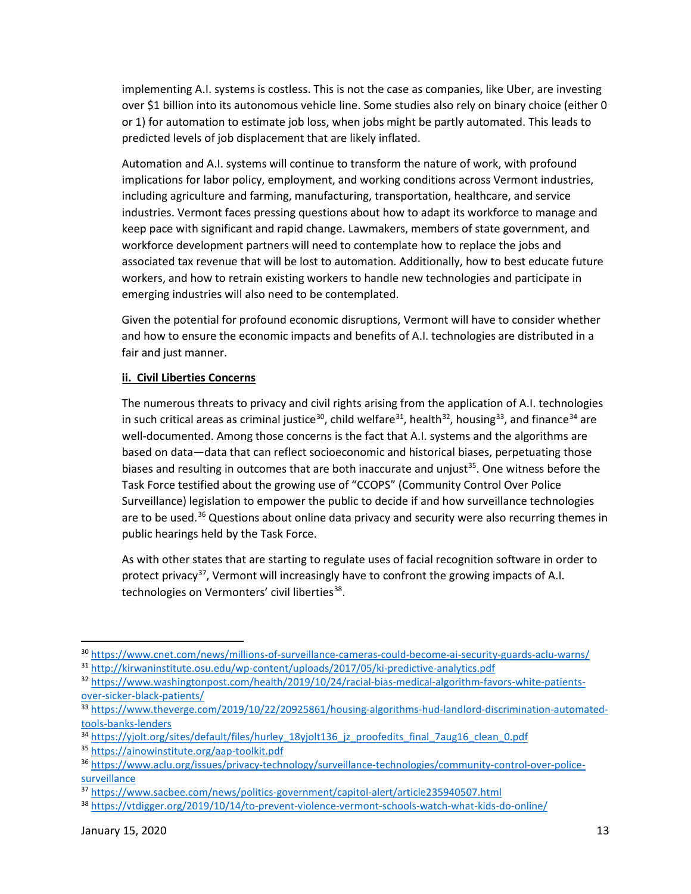implementing A.I. systems is costless. This is not the case as companies, like Uber, are investing over $1 billion into its autonomous vehicle line. Some studies also rely on binary choice (either 0 or 1) for automation to estimate job loss, when jobs might be partly automated. This leads to predicted levels of job displacement that are likely inflated.

Automation and A.I. systems will continue to transform the nature of work, with profound implications for labor policy, employment, and working conditions across Vermont industries, including agriculture and farming, manufacturing, transportation, healthcare, and service industries. Vermont faces pressing questions about how to adapt its workforce to manage and keep pace with significant and rapid change. Lawmakers, members of state government, and workforce development partners will need to contemplate how to replace the jobs and associated tax revenue that will be lost to automation. Additionally, how to best educate future workers, and how to retrain existing workers to handle new technologies and participate in emerging industries will also need to be contemplated.

Given the potential for profound economic disruptions, Vermont will have to consider whether and how to ensure the economic impacts and benefits of A.I. technologies are distributed in a fair and just manner.

**ii. Civil Liberties Concerns**

The numerous threats to privacy and civil rights arising from the application of A.I. technologies in such critical areas as criminal justice[30], child welfare[31], health[32], housing[33], and finance[34] are well-documented. Among those concerns is the fact that A.I. systems and the algorithms are based on data—data that can reflect socioeconomic and historical biases, perpetuating those biases and resulting in outcomes that are both inaccurate and unjust[35]. One witness before the Task Force testified about the growing use of "CCOPS" (Community Control Over Police Surveillance) legislation to empower the public to decide if and how surveillance technologies are to be used.[36] Questions about online data privacy and security were also recurring themes in public hearings held by the Task Force.

As with other states that are starting to regulate uses of facial recognition software in order to protect privacy[37], Vermont will increasingly have to confront the growing impacts of A.I. technologies on Vermonters' civil liberties[38].

---

[30] https://www.cnet.com/news/millions-of-surveillance-cameras-could-become-ai-security-guards-aclu-warns/

[31] http://kirwaninstitute.osu.edu/wp-content/uploads/2017/05/ki-predictive-analytics.pdf

[32] https://www.washingtonpost.com/health/2019/10/24/racial-bias-medical-algorithm-favors-white-patients-over-sicker-black-patients/

[33] https://www.theverge.com/2019/10/22/20925861/housing-algorithms-hud-landlord-discrimination-automated-tools-banks-lenders

[34] https://yjolt.org/sites/default/files/hurley_18yjolt136_jz_proofedits_final_7aug16_clean_0.pdf

[35] https://ainowinstitute.org/aap-toolkit.pdf

[36] https://www.aclu.org/issues/privacy-technology/surveillance-technologies/community-control-over-police-surveillance

[37] https://www.sacbee.com/news/politics-government/capitol-alert/article235940507.html

[38] https://vtdigger.org/2019/10/14/to-prevent-violence-vermont-schools-watch-what-kids-do-online/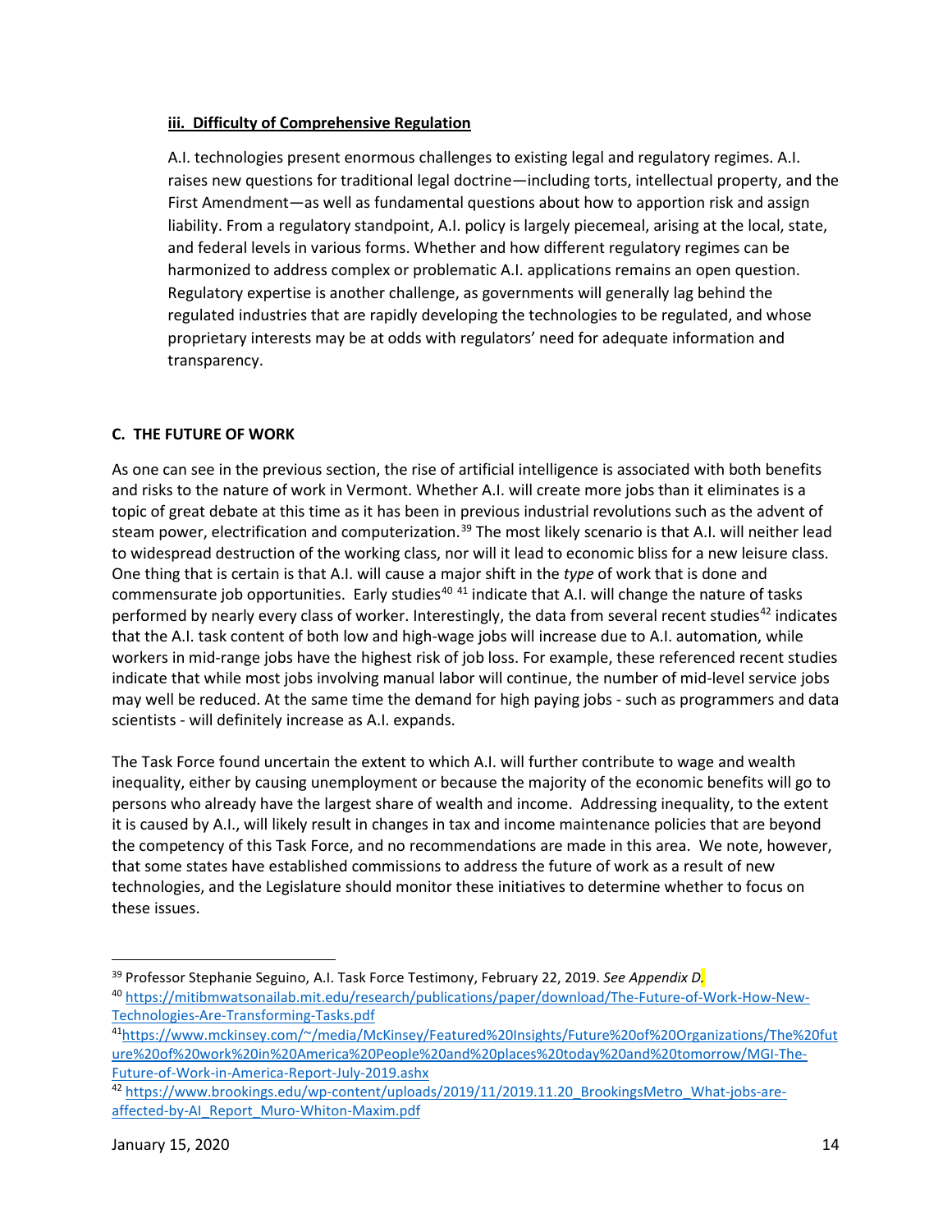### iii. Difficulty of Comprehensive Regulation

A.I. technologies present enormous challenges to existing legal and regulatory regimes. A.I. raises new questions for traditional legal doctrine—including torts, intellectual property, and the First Amendment—as well as fundamental questions about how to apportion risk and assign liability. From a regulatory standpoint, A.I. policy is largely piecemeal, arising at the local, state, and federal levels in various forms. Whether and how different regulatory regimes can be harmonized to address complex or problematic A.I. applications remains an open question. Regulatory expertise is another challenge, as governments will generally lag behind the regulated industries that are rapidly developing the technologies to be regulated, and whose proprietary interests may be at odds with regulators' need for adequate information and transparency.

## C. THE FUTURE OF WORK

As one can see in the previous section, the rise of artificial intelligence is associated with both benefits and risks to the nature of work in Vermont. Whether A.I. will create more jobs than it eliminates is a topic of great debate at this time as it has been in previous industrial revolutions such as the advent of steam power, electrification and computerization.[39] The most likely scenario is that A.I. will neither lead to widespread destruction of the working class, nor will it lead to economic bliss for a new leisure class. One thing that is certain is that A.I. will cause a major shift in the *type* of work that is done and commensurate job opportunities. Early studies[40] [41] indicate that A.I. will change the nature of tasks performed by nearly every class of worker. Interestingly, the data from several recent studies[42] indicates that the A.I. task content of both low and high-wage jobs will increase due to A.I. automation, while workers in mid-range jobs have the highest risk of job loss. For example, these referenced recent studies indicate that while most jobs involving manual labor will continue, the number of mid-level service jobs may well be reduced. At the same time the demand for high paying jobs - such as programmers and data scientists - will definitely increase as A.I. expands.

The Task Force found uncertain the extent to which A.I. will further contribute to wage and wealth inequality, either by causing unemployment or because the majority of the economic benefits will go to persons who already have the largest share of wealth and income. Addressing inequality, to the extent it is caused by A.I., will likely result in changes in tax and income maintenance policies that are beyond the competency of this Task Force, and no recommendations are made in this area. We note, however, that some states have established commissions to address the future of work as a result of new technologies, and the Legislature should monitor these initiatives to determine whether to focus on these issues.

---

[39] Professor Stephanie Seguino, A.I. Task Force Testimony, February 22, 2019. *See Appendix D*.

[40] https://mitibmwatsonailab.mit.edu/research/publications/paper/download/The-Future-of-Work-How-New-Technologies-Are-Transforming-Tasks.pdf

[41] https://www.mckinsey.com/~/media/McKinsey/Featured%20Insights/Future%20of%20Organizations/The%20future%20of%20work%20in%20America%20People%20and%20places%20today%20and%20tomorrow/MGI-The-Future-of-Work-in-America-Report-July-2019.ashx

[42] https://www.brookings.edu/wp-content/uploads/2019/11/2019.11.20_BrookingsMetro_What-jobs-are-affected-by-AI_Report_Muro-Whiton-Maxim.pdf

January 15, 2020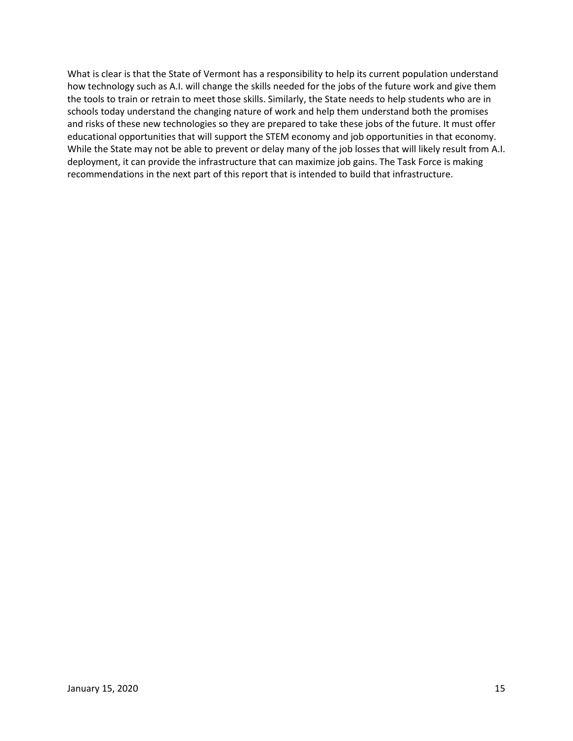What is clear is that the State of Vermont has a responsibility to help its current population understand how technology such as A.I. will change the skills needed for the jobs of the future work and give them the tools to train or retrain to meet those skills. Similarly, the State needs to help students who are in schools today understand the changing nature of work and help them understand both the promises and risks of these new technologies so they are prepared to take these jobs of the future. It must offer educational opportunities that will support the STEM economy and job opportunities in that economy. While the State may not be able to prevent or delay many of the job losses that will likely result from A.I. deployment, it can provide the infrastructure that can maximize job gains. The Task Force is making recommendations in the next part of this report that is intended to build that infrastructure.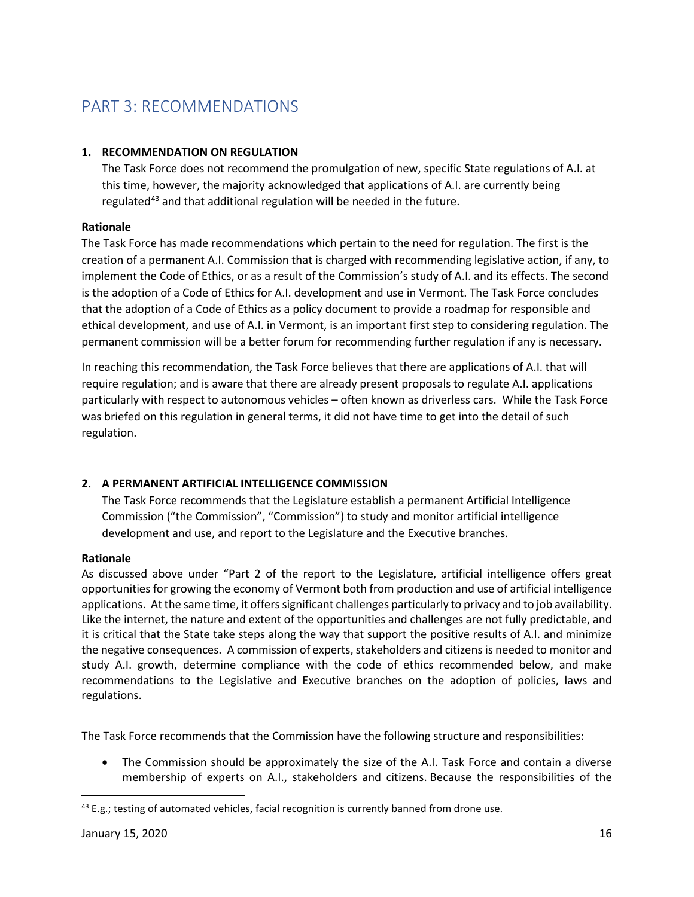## PART 3: RECOMMENDATIONS

**1. RECOMMENDATION ON REGULATION**

The Task Force does not recommend the promulgation of new, specific State regulations of A.I. at this time, however, the majority acknowledged that applications of A.I. are currently being regulated[43] and that additional regulation will be needed in the future.

**Rationale**

The Task Force has made recommendations which pertain to the need for regulation. The first is the creation of a permanent A.I. Commission that is charged with recommending legislative action, if any, to implement the Code of Ethics, or as a result of the Commission's study of A.I. and its effects. The second is the adoption of a Code of Ethics for A.I. development and use in Vermont. The Task Force concludes that the adoption of a Code of Ethics as a policy document to provide a roadmap for responsible and ethical development, and use of A.I. in Vermont, is an important first step to considering regulation. The permanent commission will be a better forum for recommending further regulation if any is necessary.

In reaching this recommendation, the Task Force believes that there are applications of A.I. that will require regulation; and is aware that there are already present proposals to regulate A.I. applications particularly with respect to autonomous vehicles – often known as driverless cars. While the Task Force was briefed on this regulation in general terms, it did not have time to get into the detail of such regulation.

**2. A PERMANENT ARTIFICIAL INTELLIGENCE COMMISSION**

The Task Force recommends that the Legislature establish a permanent Artificial Intelligence Commission ("the Commission", "Commission") to study and monitor artificial intelligence development and use, and report to the Legislature and the Executive branches.

**Rationale**

As discussed above under "Part 2 of the report to the Legislature, artificial intelligence offers great opportunities for growing the economy of Vermont both from production and use of artificial intelligence applications. At the same time, it offers significant challenges particularly to privacy and to job availability. Like the internet, the nature and extent of the opportunities and challenges are not fully predictable, and it is critical that the State take steps along the way that support the positive results of A.I. and minimize the negative consequences. A commission of experts, stakeholders and citizens is needed to monitor and study A.I. growth, determine compliance with the code of ethics recommended below, and make recommendations to the Legislative and Executive branches on the adoption of policies, laws and regulations.

The Task Force recommends that the Commission have the following structure and responsibilities:

- The Commission should be approximately the size of the A.I. Task Force and contain a diverse membership of experts on A.I., stakeholders and citizens. Because the responsibilities of the

---

[43] E.g.; testing of automated vehicles, facial recognition is currently banned from drone use.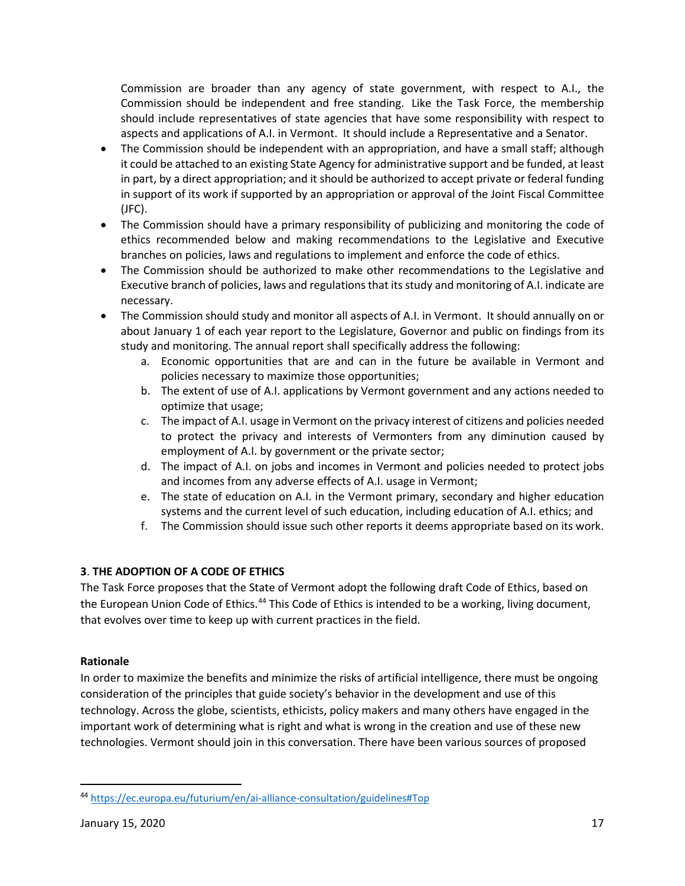Commission are broader than any agency of state government, with respect to A.I., the Commission should be independent and free standing. Like the Task Force, the membership should include representatives of state agencies that have some responsibility with respect to aspects and applications of A.I. in Vermont. It should include a Representative and a Senator.

- The Commission should be independent with an appropriation, and have a small staff; although it could be attached to an existing State Agency for administrative support and be funded, at least in part, by a direct appropriation; and it should be authorized to accept private or federal funding in support of its work if supported by an appropriation or approval of the Joint Fiscal Committee (JFC).
- The Commission should have a primary responsibility of publicizing and monitoring the code of ethics recommended below and making recommendations to the Legislative and Executive branches on policies, laws and regulations to implement and enforce the code of ethics.
- The Commission should be authorized to make other recommendations to the Legislative and Executive branch of policies, laws and regulations that its study and monitoring of A.I. indicate are necessary.
- The Commission should study and monitor all aspects of A.I. in Vermont. It should annually on or about January 1 of each year report to the Legislature, Governor and public on findings from its study and monitoring. The annual report shall specifically address the following:
    a. Economic opportunities that are and can in the future be available in Vermont and policies necessary to maximize those opportunities;
    b. The extent of use of A.I. applications by Vermont government and any actions needed to optimize that usage;
    c. The impact of A.I. usage in Vermont on the privacy interest of citizens and policies needed to protect the privacy and interests of Vermonters from any diminution caused by employment of A.I. by government or the private sector;
    d. The impact of A.I. on jobs and incomes in Vermont and policies needed to protect jobs and incomes from any adverse effects of A.I. usage in Vermont;
    e. The state of education on A.I. in the Vermont primary, secondary and higher education systems and the current level of such education, including education of A.I. ethics; and
    f. The Commission should issue such other reports it deems appropriate based on its work.

**3**. **THE ADOPTION OF A CODE OF ETHICS**

The Task Force proposes that the State of Vermont adopt the following draft Code of Ethics, based on the European Union Code of Ethics.[44] This Code of Ethics is intended to be a working, living document, that evolves over time to keep up with current practices in the field.

**Rationale**

In order to maximize the benefits and minimize the risks of artificial intelligence, there must be ongoing consideration of the principles that guide society's behavior in the development and use of this technology. Across the globe, scientists, ethicists, policy makers and many others have engaged in the important work of determining what is right and what is wrong in the creation and use of these new technologies. Vermont should join in this conversation. There have been various sources of proposed

[44] https://ec.europa.eu/futurium/en/ai-alliance-consultation/guidelines#Top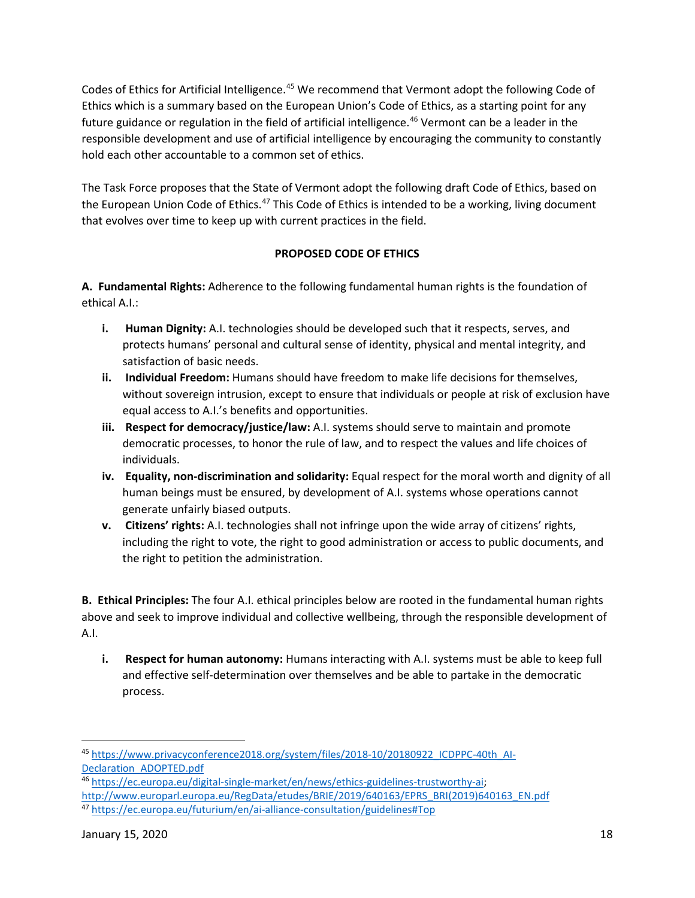Codes of Ethics for Artificial Intelligence.[45] We recommend that Vermont adopt the following Code of Ethics which is a summary based on the European Union's Code of Ethics, as a starting point for any future guidance or regulation in the field of artificial intelligence.[46] Vermont can be a leader in the responsible development and use of artificial intelligence by encouraging the community to constantly hold each other accountable to a common set of ethics.

The Task Force proposes that the State of Vermont adopt the following draft Code of Ethics, based on the European Union Code of Ethics.[47] This Code of Ethics is intended to be a working, living document that evolves over time to keep up with current practices in the field.

**PROPOSED CODE OF ETHICS**

**A. Fundamental Rights:** Adherence to the following fundamental human rights is the foundation of ethical A.I.:

- **i. Human Dignity:** A.I. technologies should be developed such that it respects, serves, and protects humans' personal and cultural sense of identity, physical and mental integrity, and satisfaction of basic needs.
- **ii. Individual Freedom:** Humans should have freedom to make life decisions for themselves, without sovereign intrusion, except to ensure that individuals or people at risk of exclusion have equal access to A.I.'s benefits and opportunities.
- **iii. Respect for democracy/justice/law:** A.I. systems should serve to maintain and promote democratic processes, to honor the rule of law, and to respect the values and life choices of individuals.
- **iv. Equality, non-discrimination and solidarity:** Equal respect for the moral worth and dignity of all human beings must be ensured, by development of A.I. systems whose operations cannot generate unfairly biased outputs.
- **v. Citizens' rights:** A.I. technologies shall not infringe upon the wide array of citizens' rights, including the right to vote, the right to good administration or access to public documents, and the right to petition the administration.

**B. Ethical Principles:** The four A.I. ethical principles below are rooted in the fundamental human rights above and seek to improve individual and collective wellbeing, through the responsible development of A.I.

- **i. Respect for human autonomy:** Humans interacting with A.I. systems must be able to keep full and effective self-determination over themselves and be able to partake in the democratic process.

---

[45] https://www.privacyconference2018.org/system/files/2018-10/20180922_ICDPPC-40th_AI-Declaration_ADOPTED.pdf

[46] https://ec.europa.eu/digital-single-market/en/news/ethics-guidelines-trustworthy-ai; http://www.europarl.europa.eu/RegData/etudes/BRIE/2019/640163/EPRS_BRI(2019)640163_EN.pdf

[47] https://ec.europa.eu/futurium/en/ai-alliance-consultation/guidelines#Top

January 15, 2020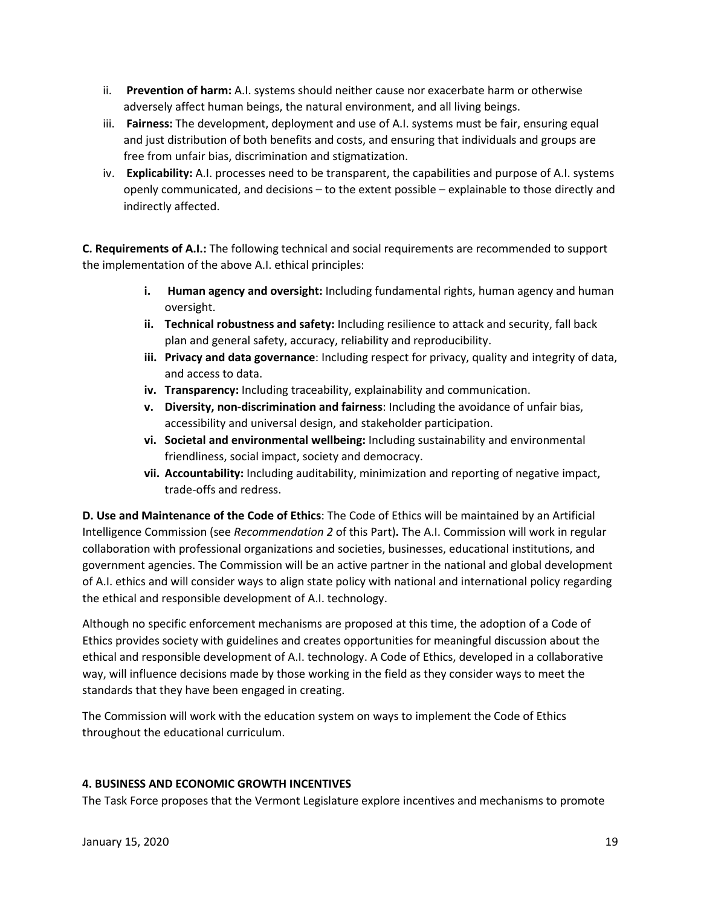ii. **Prevention of harm:** A.I. systems should neither cause nor exacerbate harm or otherwise adversely affect human beings, the natural environment, and all living beings.

iii. **Fairness:** The development, deployment and use of A.I. systems must be fair, ensuring equal and just distribution of both benefits and costs, and ensuring that individuals and groups are free from unfair bias, discrimination and stigmatization.

iv. **Explicability:** A.I. processes need to be transparent, the capabilities and purpose of A.I. systems openly communicated, and decisions – to the extent possible – explainable to those directly and indirectly affected.

**C. Requirements of A.I.:** The following technical and social requirements are recommended to support the implementation of the above A.I. ethical principles:

- **i. Human agency and oversight:** Including fundamental rights, human agency and human oversight.
- **ii. Technical robustness and safety:** Including resilience to attack and security, fall back plan and general safety, accuracy, reliability and reproducibility.
- **iii. Privacy and data governance**: Including respect for privacy, quality and integrity of data, and access to data.
- **iv. Transparency:** Including traceability, explainability and communication.
- **v. Diversity, non-discrimination and fairness**: Including the avoidance of unfair bias, accessibility and universal design, and stakeholder participation.
- **vi. Societal and environmental wellbeing:** Including sustainability and environmental friendliness, social impact, society and democracy.
- **vii. Accountability:** Including auditability, minimization and reporting of negative impact, trade-offs and redress.

**D. Use and Maintenance of the Code of Ethics**: The Code of Ethics will be maintained by an Artificial Intelligence Commission (see *Recommendation 2* of this Part)**.** The A.I. Commission will work in regular collaboration with professional organizations and societies, businesses, educational institutions, and government agencies. The Commission will be an active partner in the national and global development of A.I. ethics and will consider ways to align state policy with national and international policy regarding the ethical and responsible development of A.I. technology.

Although no specific enforcement mechanisms are proposed at this time, the adoption of a Code of Ethics provides society with guidelines and creates opportunities for meaningful discussion about the ethical and responsible development of A.I. technology. A Code of Ethics, developed in a collaborative way, will influence decisions made by those working in the field as they consider ways to meet the standards that they have been engaged in creating.

The Commission will work with the education system on ways to implement the Code of Ethics throughout the educational curriculum.

**4. BUSINESS AND ECONOMIC GROWTH INCENTIVES**

The Task Force proposes that the Vermont Legislature explore incentives and mechanisms to promote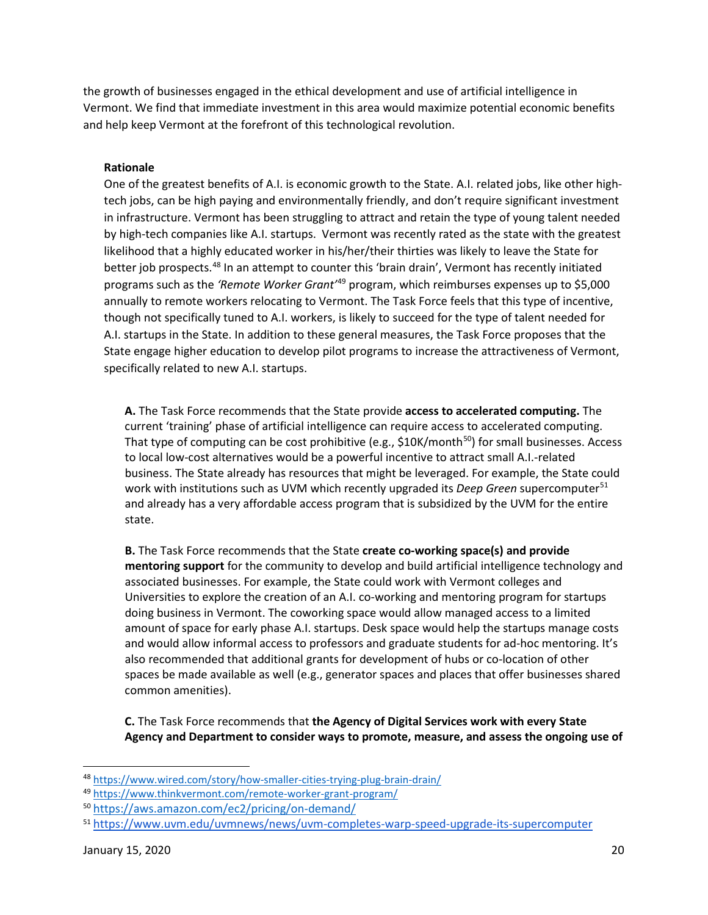the growth of businesses engaged in the ethical development and use of artificial intelligence in Vermont. We find that immediate investment in this area would maximize potential economic benefits and help keep Vermont at the forefront of this technological revolution.

**Rationale**

One of the greatest benefits of A.I. is economic growth to the State. A.I. related jobs, like other high-tech jobs, can be high paying and environmentally friendly, and don't require significant investment in infrastructure. Vermont has been struggling to attract and retain the type of young talent needed by high-tech companies like A.I. startups. Vermont was recently rated as the state with the greatest likelihood that a highly educated worker in his/her/their thirties was likely to leave the State for better job prospects.[48] In an attempt to counter this 'brain drain', Vermont has recently initiated programs such as the *'Remote Worker Grant'*[49] program, which reimburses expenses up to $5,000 annually to remote workers relocating to Vermont. The Task Force feels that this type of incentive, though not specifically tuned to A.I. workers, is likely to succeed for the type of talent needed for A.I. startups in the State. In addition to these general measures, the Task Force proposes that the State engage higher education to develop pilot programs to increase the attractiveness of Vermont, specifically related to new A.I. startups.

**A.** The Task Force recommends that the State provide **access to accelerated computing.** The current 'training' phase of artificial intelligence can require access to accelerated computing. That type of computing can be cost prohibitive (e.g., $10K/month[50]) for small businesses. Access to local low-cost alternatives would be a powerful incentive to attract small A.I.-related business. The State already has resources that might be leveraged. For example, the State could work with institutions such as UVM which recently upgraded its *Deep Green* supercomputer[51] and already has a very affordable access program that is subsidized by the UVM for the entire state.

**B.** The Task Force recommends that the State **create co-working space(s) and provide mentoring support** for the community to develop and build artificial intelligence technology and associated businesses. For example, the State could work with Vermont colleges and Universities to explore the creation of an A.I. co-working and mentoring program for startups doing business in Vermont. The coworking space would allow managed access to a limited amount of space for early phase A.I. startups. Desk space would help the startups manage costs and would allow informal access to professors and graduate students for ad-hoc mentoring. It's also recommended that additional grants for development of hubs or co-location of other spaces be made available as well (e.g., generator spaces and places that offer businesses shared common amenities).

**C.** The Task Force recommends that **the Agency of Digital Services work with every State Agency and Department to consider ways to promote, measure, and assess the ongoing use of**

---

[48] https://www.wired.com/story/how-smaller-cities-trying-plug-brain-drain/

[49] https://www.thinkvermont.com/remote-worker-grant-program/

[50] https://aws.amazon.com/ec2/pricing/on-demand/

[51] https://www.uvm.edu/uvmnews/news/uvm-completes-warp-speed-upgrade-its-supercomputer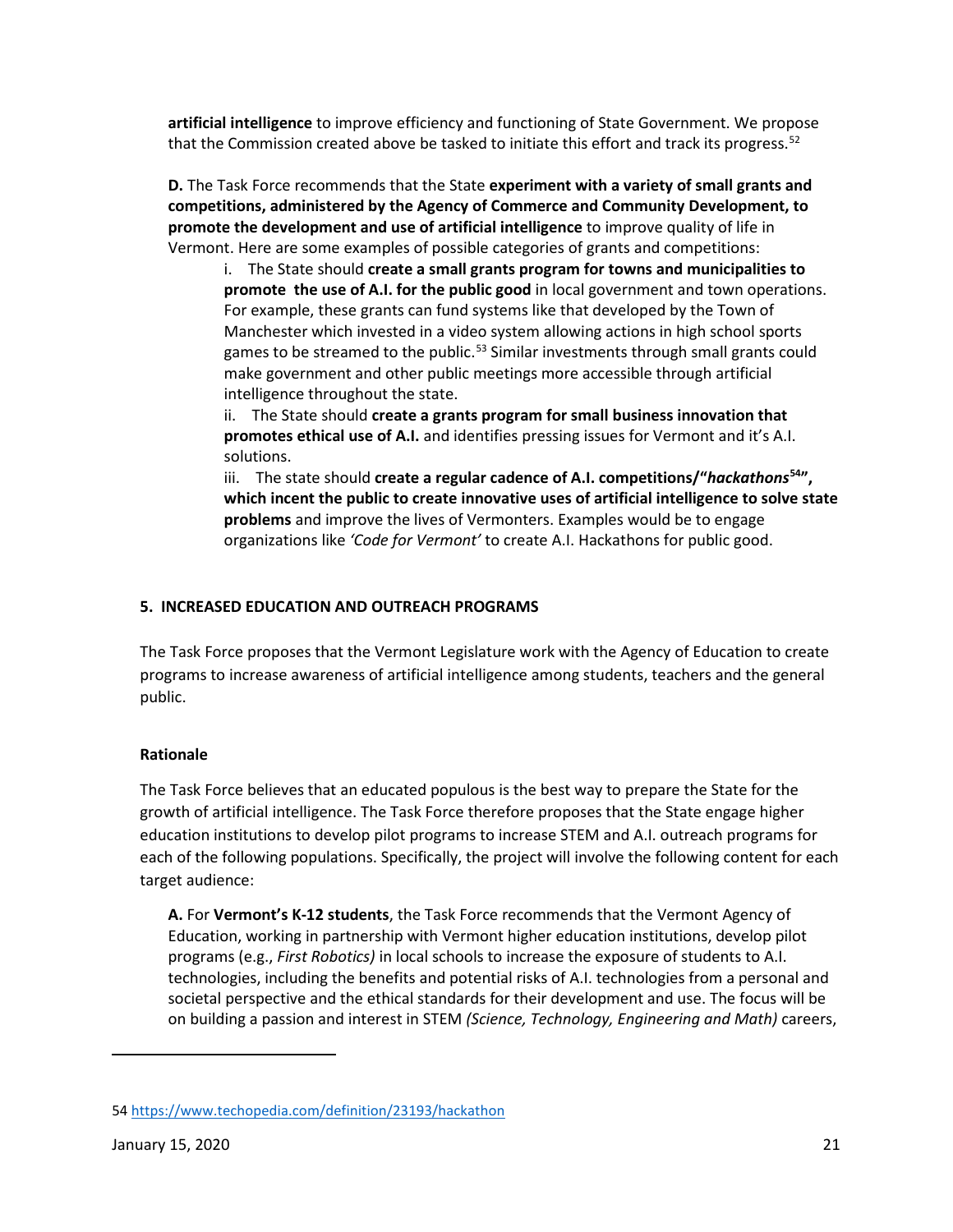**artificial intelligence** to improve efficiency and functioning of State Government. We propose that the Commission created above be tasked to initiate this effort and track its progress.[52]

**D.** The Task Force recommends that the State **experiment with a variety of small grants and competitions, administered by the Agency of Commerce and Community Development, to promote the development and use of artificial intelligence** to improve quality of life in Vermont. Here are some examples of possible categories of grants and competitions:

i. The State should **create a small grants program for towns and municipalities to promote the use of A.I. for the public good** in local government and town operations. For example, these grants can fund systems like that developed by the Town of Manchester which invested in a video system allowing actions in high school sports games to be streamed to the public.[53] Similar investments through small grants could make government and other public meetings more accessible through artificial intelligence throughout the state.

ii. The State should **create a grants program for small business innovation that promotes ethical use of A.I.** and identifies pressing issues for Vermont and it's A.I. solutions.

iii. The state should **create a regular cadence of A.I. competitions/"*hackathons*[54]", which incent the public to create innovative uses of artificial intelligence to solve state problems** and improve the lives of Vermonters. Examples would be to engage organizations like *'Code for Vermont'* to create A.I. Hackathons for public good.

## 5. INCREASED EDUCATION AND OUTREACH PROGRAMS

The Task Force proposes that the Vermont Legislature work with the Agency of Education to create programs to increase awareness of artificial intelligence among students, teachers and the general public.

### Rationale

The Task Force believes that an educated populous is the best way to prepare the State for the growth of artificial intelligence. The Task Force therefore proposes that the State engage higher education institutions to develop pilot programs to increase STEM and A.I. outreach programs for each of the following populations. Specifically, the project will involve the following content for each target audience:

**A.** For **Vermont's K-12 students**, the Task Force recommends that the Vermont Agency of Education, working in partnership with Vermont higher education institutions, develop pilot programs (e.g., *First Robotics)* in local schools to increase the exposure of students to A.I. technologies, including the benefits and potential risks of A.I. technologies from a personal and societal perspective and the ethical standards for their development and use. The focus will be on building a passion and interest in STEM *(Science, Technology, Engineering and Math)* careers,

---

54 https://www.techopedia.com/definition/23193/hackathon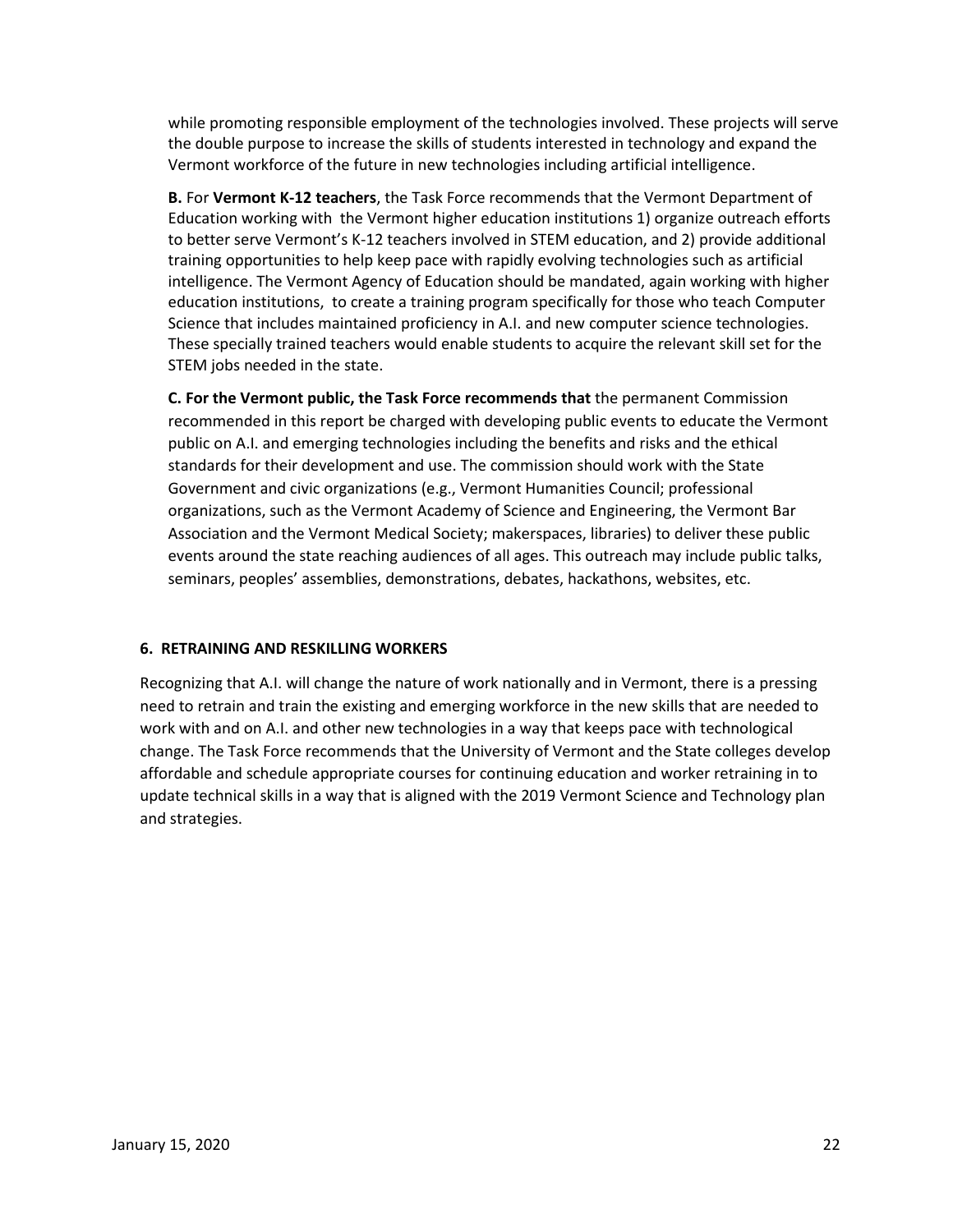while promoting responsible employment of the technologies involved. These projects will serve the double purpose to increase the skills of students interested in technology and expand the Vermont workforce of the future in new technologies including artificial intelligence.

**B.** For **Vermont K-12 teachers**, the Task Force recommends that the Vermont Department of Education working with the Vermont higher education institutions 1) organize outreach efforts to better serve Vermont's K-12 teachers involved in STEM education, and 2) provide additional training opportunities to help keep pace with rapidly evolving technologies such as artificial intelligence. The Vermont Agency of Education should be mandated, again working with higher education institutions, to create a training program specifically for those who teach Computer Science that includes maintained proficiency in A.I. and new computer science technologies. These specially trained teachers would enable students to acquire the relevant skill set for the STEM jobs needed in the state.

**C. For the Vermont public, the Task Force recommends that** the permanent Commission recommended in this report be charged with developing public events to educate the Vermont public on A.I. and emerging technologies including the benefits and risks and the ethical standards for their development and use. The commission should work with the State Government and civic organizations (e.g., Vermont Humanities Council; professional organizations, such as the Vermont Academy of Science and Engineering, the Vermont Bar Association and the Vermont Medical Society; makerspaces, libraries) to deliver these public events around the state reaching audiences of all ages. This outreach may include public talks, seminars, peoples' assemblies, demonstrations, debates, hackathons, websites, etc.

### 6. RETRAINING AND RESKILLING WORKERS

Recognizing that A.I. will change the nature of work nationally and in Vermont, there is a pressing need to retrain and train the existing and emerging workforce in the new skills that are needed to work with and on A.I. and other new technologies in a way that keeps pace with technological change. The Task Force recommends that the University of Vermont and the State colleges develop affordable and schedule appropriate courses for continuing education and worker retraining in to update technical skills in a way that is aligned with the 2019 Vermont Science and Technology plan and strategies.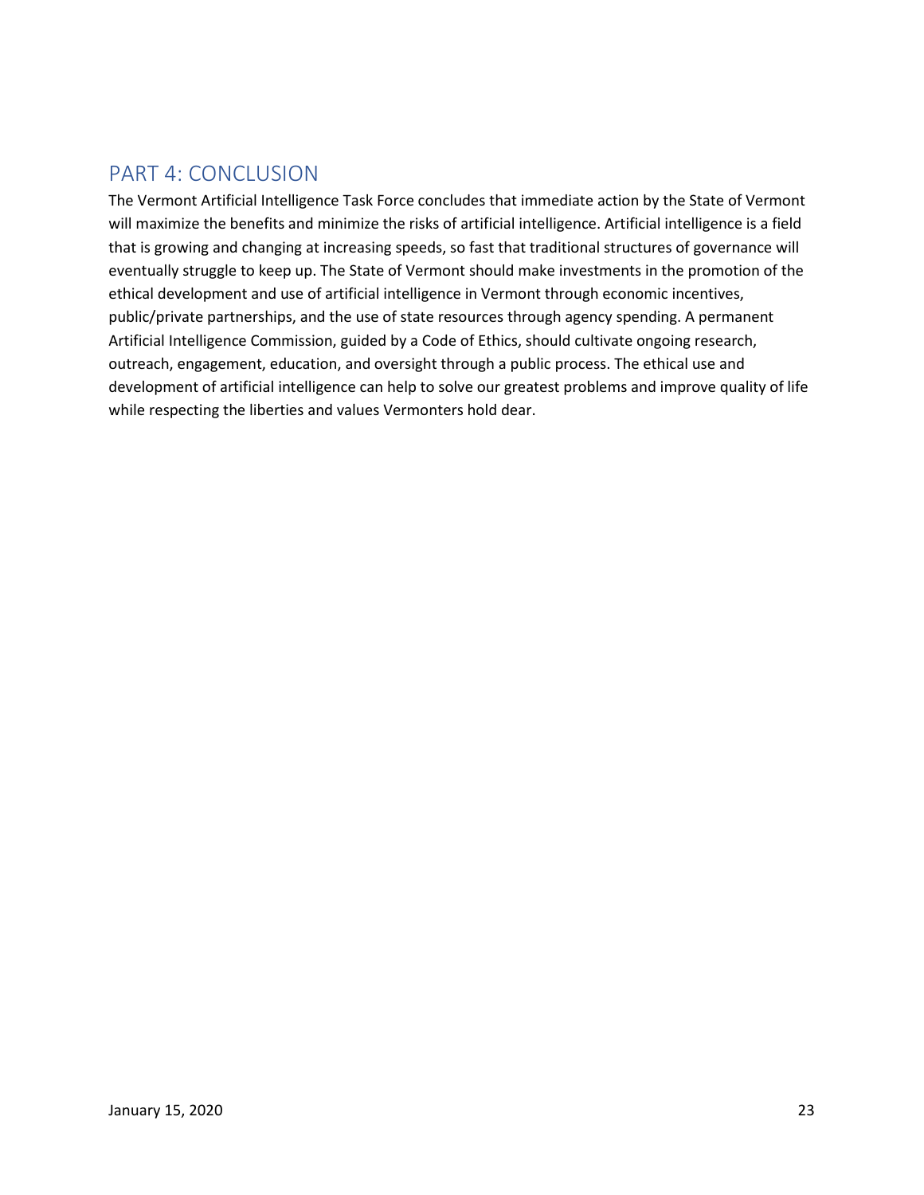## PART 4: CONCLUSION

The Vermont Artificial Intelligence Task Force concludes that immediate action by the State of Vermont will maximize the benefits and minimize the risks of artificial intelligence. Artificial intelligence is a field that is growing and changing at increasing speeds, so fast that traditional structures of governance will eventually struggle to keep up. The State of Vermont should make investments in the promotion of the ethical development and use of artificial intelligence in Vermont through economic incentives, public/private partnerships, and the use of state resources through agency spending. A permanent Artificial Intelligence Commission, guided by a Code of Ethics, should cultivate ongoing research, outreach, engagement, education, and oversight through a public process. The ethical use and development of artificial intelligence can help to solve our greatest problems and improve quality of life while respecting the liberties and values Vermonters hold dear.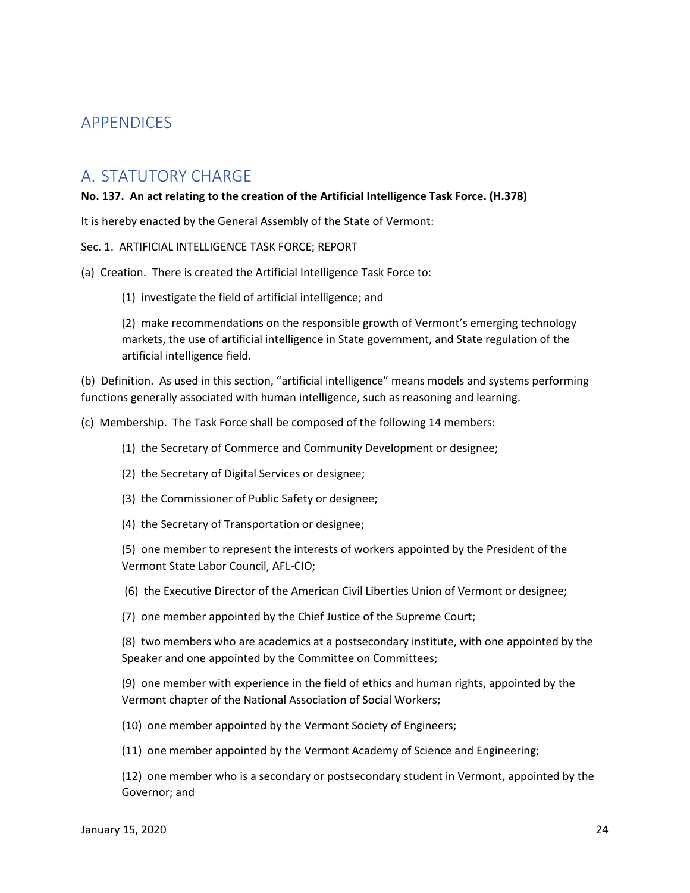# APPENDICES

## A. STATUTORY CHARGE

**No. 137. An act relating to the creation of the Artificial Intelligence Task Force. (H.378)**

It is hereby enacted by the General Assembly of the State of Vermont:

Sec. 1. ARTIFICIAL INTELLIGENCE TASK FORCE; REPORT

(a) Creation. There is created the Artificial Intelligence Task Force to:

(1) investigate the field of artificial intelligence; and

(2) make recommendations on the responsible growth of Vermont's emerging technology markets, the use of artificial intelligence in State government, and State regulation of the artificial intelligence field.

(b) Definition. As used in this section, "artificial intelligence" means models and systems performing functions generally associated with human intelligence, such as reasoning and learning.

(c) Membership. The Task Force shall be composed of the following 14 members:

(1) the Secretary of Commerce and Community Development or designee;

(2) the Secretary of Digital Services or designee;

(3) the Commissioner of Public Safety or designee;

(4) the Secretary of Transportation or designee;

(5) one member to represent the interests of workers appointed by the President of the Vermont State Labor Council, AFL-CIO;

(6) the Executive Director of the American Civil Liberties Union of Vermont or designee;

(7) one member appointed by the Chief Justice of the Supreme Court;

(8) two members who are academics at a postsecondary institute, with one appointed by the Speaker and one appointed by the Committee on Committees;

(9) one member with experience in the field of ethics and human rights, appointed by the Vermont chapter of the National Association of Social Workers;

(10) one member appointed by the Vermont Society of Engineers;

(11) one member appointed by the Vermont Academy of Science and Engineering;

(12) one member who is a secondary or postsecondary student in Vermont, appointed by the Governor; and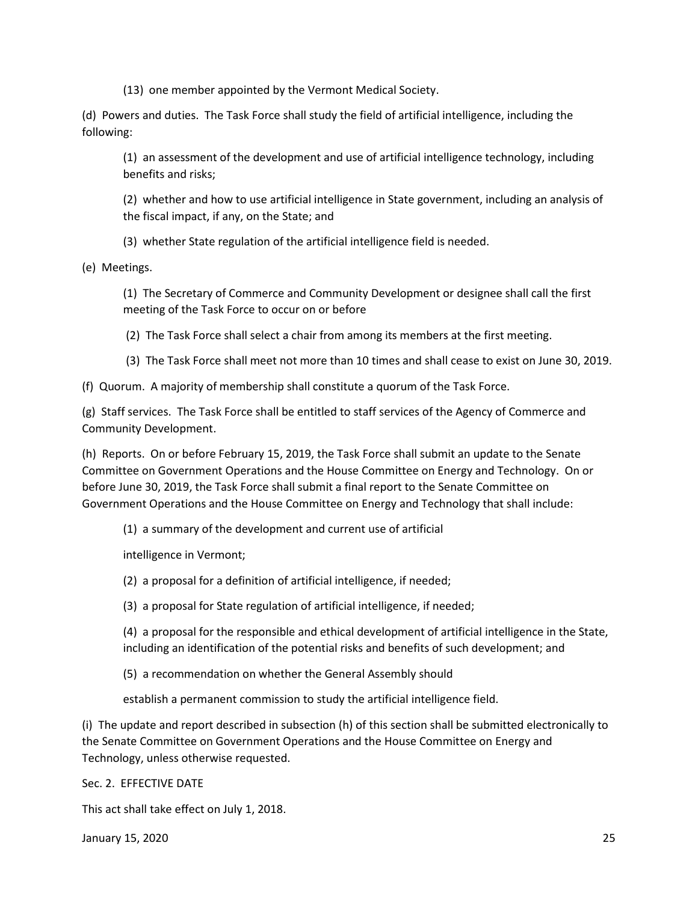(13) one member appointed by the Vermont Medical Society.

(d) Powers and duties. The Task Force shall study the field of artificial intelligence, including the following:

(1) an assessment of the development and use of artificial intelligence technology, including benefits and risks;

(2) whether and how to use artificial intelligence in State government, including an analysis of the fiscal impact, if any, on the State; and

(3) whether State regulation of the artificial intelligence field is needed.

(e) Meetings.

(1) The Secretary of Commerce and Community Development or designee shall call the first meeting of the Task Force to occur on or before

(2) The Task Force shall select a chair from among its members at the first meeting.

(3) The Task Force shall meet not more than 10 times and shall cease to exist on June 30, 2019.

(f) Quorum. A majority of membership shall constitute a quorum of the Task Force.

(g) Staff services. The Task Force shall be entitled to staff services of the Agency of Commerce and Community Development.

(h) Reports. On or before February 15, 2019, the Task Force shall submit an update to the Senate Committee on Government Operations and the House Committee on Energy and Technology. On or before June 30, 2019, the Task Force shall submit a final report to the Senate Committee on Government Operations and the House Committee on Energy and Technology that shall include:

(1) a summary of the development and current use of artificial

intelligence in Vermont;

(2) a proposal for a definition of artificial intelligence, if needed;

(3) a proposal for State regulation of artificial intelligence, if needed;

(4) a proposal for the responsible and ethical development of artificial intelligence in the State, including an identification of the potential risks and benefits of such development; and

(5) a recommendation on whether the General Assembly should

establish a permanent commission to study the artificial intelligence field.

(i) The update and report described in subsection (h) of this section shall be submitted electronically to the Senate Committee on Government Operations and the House Committee on Energy and Technology, unless otherwise requested.

Sec. 2. EFFECTIVE DATE

This act shall take effect on July 1, 2018.

January 15, 2020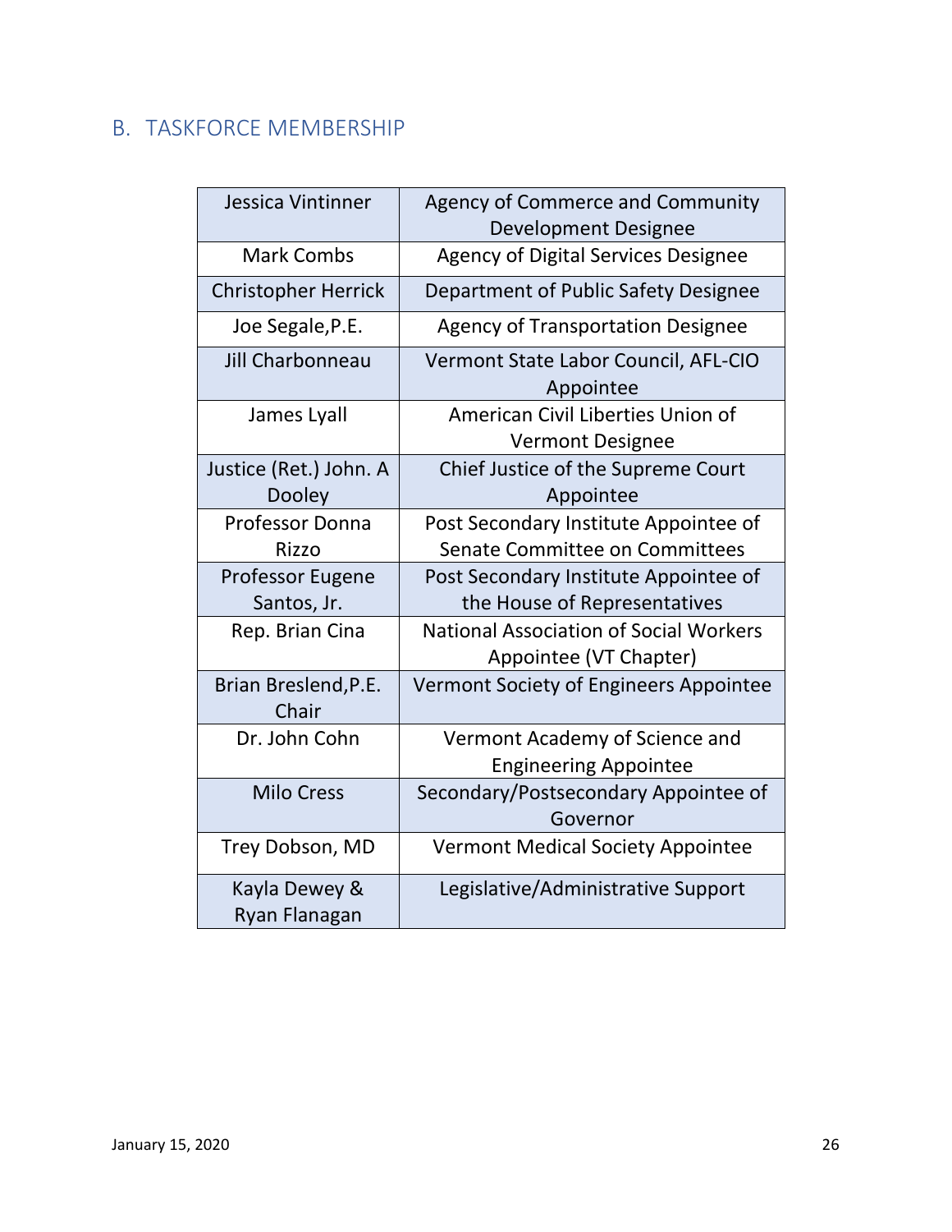## B. TASKFORCE MEMBERSHIP

| | |
|---|---|
| Jessica Vintinner | Agency of Commerce and Community Development Designee |
| Mark Combs | Agency of Digital Services Designee |
| Christopher Herrick | Department of Public Safety Designee |
| Joe Segale,P.E. | Agency of Transportation Designee |
| Jill Charbonneau | Vermont State Labor Council, AFL-CIO Appointee |
| James Lyall | American Civil Liberties Union of Vermont Designee |
| Justice (Ret.) John. A Dooley | Chief Justice of the Supreme Court Appointee |
| Professor Donna Rizzo | Post Secondary Institute Appointee of Senate Committee on Committees |
| Professor Eugene Santos, Jr. | Post Secondary Institute Appointee of the House of Representatives |
| Rep. Brian Cina | National Association of Social Workers Appointee (VT Chapter) |
| Brian Breslend,P.E. Chair | Vermont Society of Engineers Appointee |
| Dr. John Cohn | Vermont Academy of Science and Engineering Appointee |
| Milo Cress | Secondary/Postsecondary Appointee of Governor |
| Trey Dobson, MD | Vermont Medical Society Appointee |
| Kayla Dewey & Ryan Flanagan | Legislative/Administrative Support |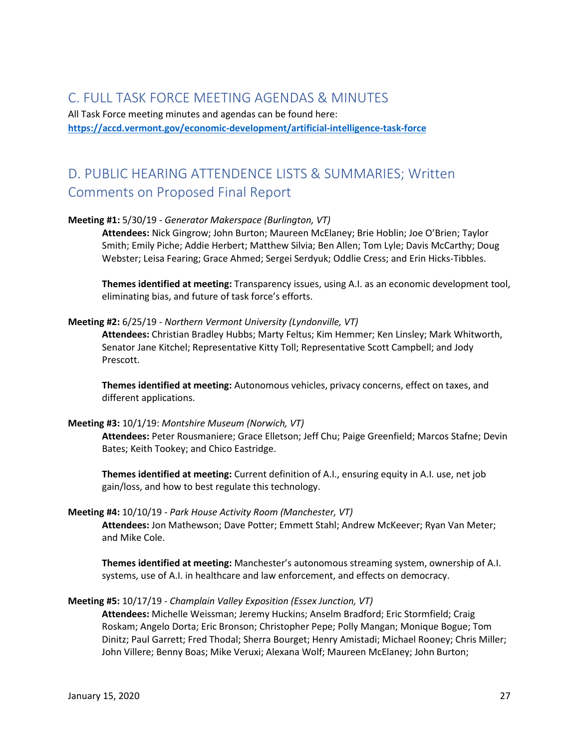## C. FULL TASK FORCE MEETING AGENDAS & MINUTES

All Task Force meeting minutes and agendas can be found here:
**https://accd.vermont.gov/economic-development/artificial-intelligence-task-force**

## D. PUBLIC HEARING ATTENDENCE LISTS & SUMMARIES; Written Comments on Proposed Final Report

**Meeting #1:** 5/30/19 - *Generator Makerspace (Burlington, VT)*

**Attendees:** Nick Gingrow; John Burton; Maureen McElaney; Brie Hoblin; Joe O'Brien; Taylor Smith; Emily Piche; Addie Herbert; Matthew Silvia; Ben Allen; Tom Lyle; Davis McCarthy; Doug Webster; Leisa Fearing; Grace Ahmed; Sergei Serdyuk; Oddlie Cress; and Erin Hicks-Tibbles.

**Themes identified at meeting:** Transparency issues, using A.I. as an economic development tool, eliminating bias, and future of task force's efforts.

**Meeting #2:** 6/25/19 - *Northern Vermont University (Lyndonville, VT)*

**Attendees:** Christian Bradley Hubbs; Marty Feltus; Kim Hemmer; Ken Linsley; Mark Whitworth, Senator Jane Kitchel; Representative Kitty Toll; Representative Scott Campbell; and Jody Prescott.

**Themes identified at meeting:** Autonomous vehicles, privacy concerns, effect on taxes, and different applications.

**Meeting #3:** 10/1/19: *Montshire Museum (Norwich, VT)*

**Attendees:** Peter Rousmaniere; Grace Elletson; Jeff Chu; Paige Greenfield; Marcos Stafne; Devin Bates; Keith Tookey; and Chico Eastridge.

**Themes identified at meeting:** Current definition of A.I., ensuring equity in A.I. use, net job gain/loss, and how to best regulate this technology.

**Meeting #4:** 10/10/19 - *Park House Activity Room (Manchester, VT)*

**Attendees:** Jon Mathewson; Dave Potter; Emmett Stahl; Andrew McKeever; Ryan Van Meter; and Mike Cole.

**Themes identified at meeting:** Manchester's autonomous streaming system, ownership of A.I. systems, use of A.I. in healthcare and law enforcement, and effects on democracy.

**Meeting #5:** 10/17/19 - *Champlain Valley Exposition (Essex Junction, VT)*

**Attendees:** Michelle Weissman; Jeremy Huckins; Anselm Bradford; Eric Stormfield; Craig Roskam; Angelo Dorta; Eric Bronson; Christopher Pepe; Polly Mangan; Monique Bogue; Tom Dinitz; Paul Garrett; Fred Thodal; Sherra Bourget; Henry Amistadi; Michael Rooney; Chris Miller; John Villere; Benny Boas; Mike Veruxi; Alexana Wolf; Maureen McElaney; John Burton;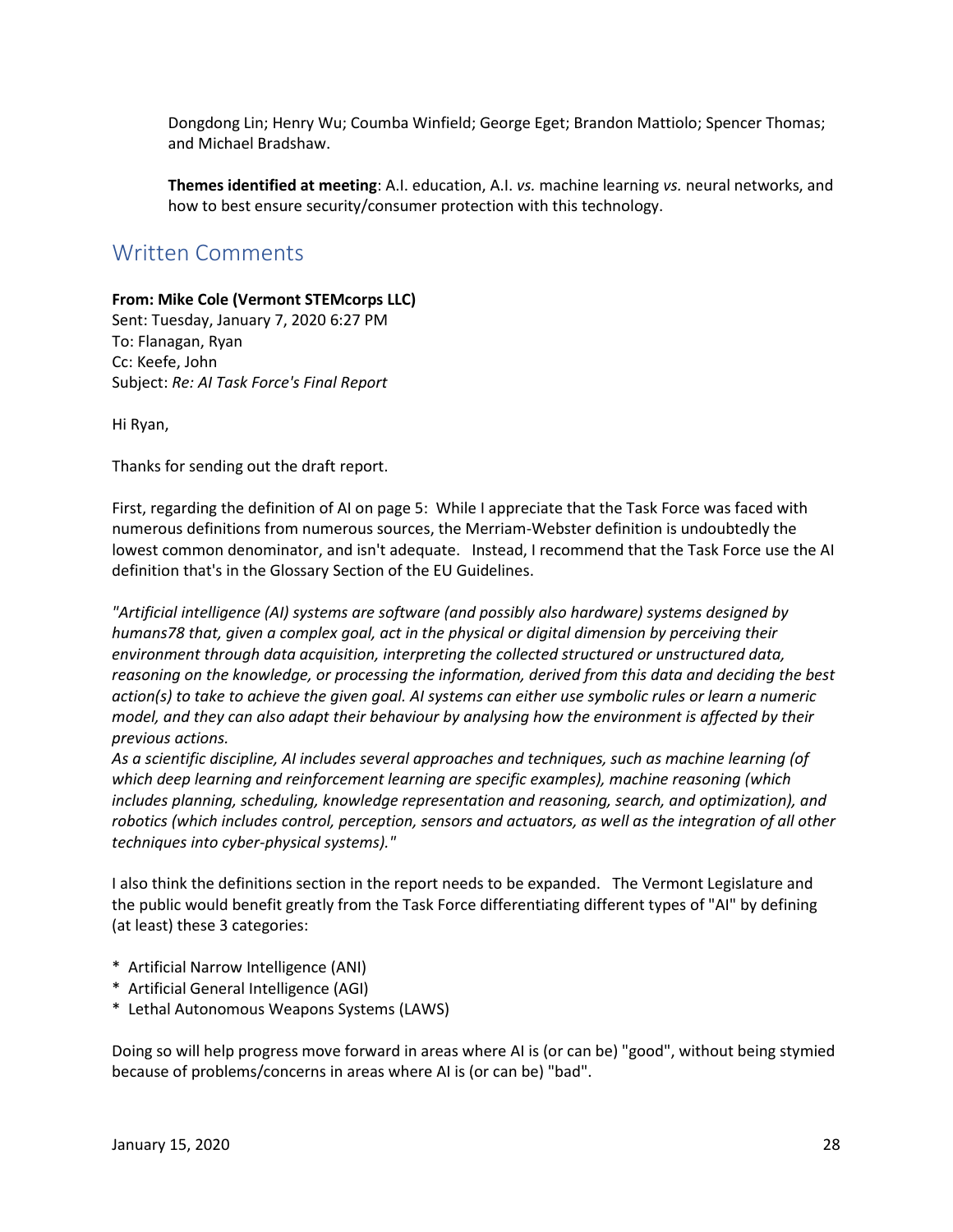Dongdong Lin; Henry Wu; Coumba Winfield; George Eget; Brandon Mattiolo; Spencer Thomas; and Michael Bradshaw.

**Themes identified at meeting**: A.I. education, A.I. *vs.* machine learning *vs.* neural networks, and how to best ensure security/consumer protection with this technology.

## Written Comments

**From: Mike Cole (Vermont STEMcorps LLC)**
Sent: Tuesday, January 7, 2020 6:27 PM
To: Flanagan, Ryan
Cc: Keefe, John
Subject: *Re: AI Task Force's Final Report*

Hi Ryan,

Thanks for sending out the draft report.

First, regarding the definition of AI on page 5: While I appreciate that the Task Force was faced with numerous definitions from numerous sources, the Merriam-Webster definition is undoubtedly the lowest common denominator, and isn't adequate. Instead, I recommend that the Task Force use the AI definition that's in the Glossary Section of the EU Guidelines.

*"Artificial intelligence (AI) systems are software (and possibly also hardware) systems designed by humans78 that, given a complex goal, act in the physical or digital dimension by perceiving their environment through data acquisition, interpreting the collected structured or unstructured data, reasoning on the knowledge, or processing the information, derived from this data and deciding the best action(s) to take to achieve the given goal. AI systems can either use symbolic rules or learn a numeric model, and they can also adapt their behaviour by analysing how the environment is affected by their previous actions.*
*As a scientific discipline, AI includes several approaches and techniques, such as machine learning (of which deep learning and reinforcement learning are specific examples), machine reasoning (which includes planning, scheduling, knowledge representation and reasoning, search, and optimization), and robotics (which includes control, perception, sensors and actuators, as well as the integration of all other techniques into cyber-physical systems)."*

I also think the definitions section in the report needs to be expanded. The Vermont Legislature and the public would benefit greatly from the Task Force differentiating different types of "AI" by defining (at least) these 3 categories:

* Artificial Narrow Intelligence (ANI)
* Artificial General Intelligence (AGI)
* Lethal Autonomous Weapons Systems (LAWS)

Doing so will help progress move forward in areas where AI is (or can be) "good", without being stymied because of problems/concerns in areas where AI is (or can be) "bad".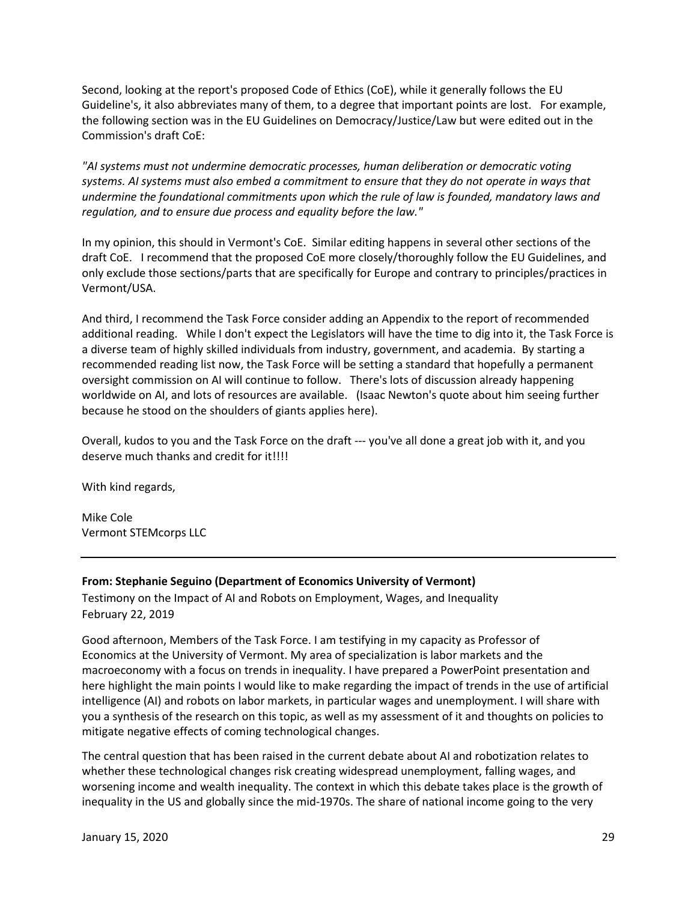Second, looking at the report's proposed Code of Ethics (CoE), while it generally follows the EU Guideline's, it also abbreviates many of them, to a degree that important points are lost. For example, the following section was in the EU Guidelines on Democracy/Justice/Law but were edited out in the Commission's draft CoE:

*"AI systems must not undermine democratic processes, human deliberation or democratic voting systems. AI systems must also embed a commitment to ensure that they do not operate in ways that undermine the foundational commitments upon which the rule of law is founded, mandatory laws and regulation, and to ensure due process and equality before the law."*

In my opinion, this should in Vermont's CoE. Similar editing happens in several other sections of the draft CoE. I recommend that the proposed CoE more closely/thoroughly follow the EU Guidelines, and only exclude those sections/parts that are specifically for Europe and contrary to principles/practices in Vermont/USA.

And third, I recommend the Task Force consider adding an Appendix to the report of recommended additional reading. While I don't expect the Legislators will have the time to dig into it, the Task Force is a diverse team of highly skilled individuals from industry, government, and academia. By starting a recommended reading list now, the Task Force will be setting a standard that hopefully a permanent oversight commission on AI will continue to follow. There's lots of discussion already happening worldwide on AI, and lots of resources are available. (Isaac Newton's quote about him seeing further because he stood on the shoulders of giants applies here).

Overall, kudos to you and the Task Force on the draft --- you've all done a great job with it, and you deserve much thanks and credit for it!!!!

With kind regards,

Mike Cole
Vermont STEMcorps LLC

---

**From: Stephanie Seguino (Department of Economics University of Vermont)**
Testimony on the Impact of AI and Robots on Employment, Wages, and Inequality
February 22, 2019

Good afternoon, Members of the Task Force. I am testifying in my capacity as Professor of Economics at the University of Vermont. My area of specialization is labor markets and the macroeconomy with a focus on trends in inequality. I have prepared a PowerPoint presentation and here highlight the main points I would like to make regarding the impact of trends in the use of artificial intelligence (AI) and robots on labor markets, in particular wages and unemployment. I will share with you a synthesis of the research on this topic, as well as my assessment of it and thoughts on policies to mitigate negative effects of coming technological changes.

The central question that has been raised in the current debate about AI and robotization relates to whether these technological changes risk creating widespread unemployment, falling wages, and worsening income and wealth inequality. The context in which this debate takes place is the growth of inequality in the US and globally since the mid-1970s. The share of national income going to the very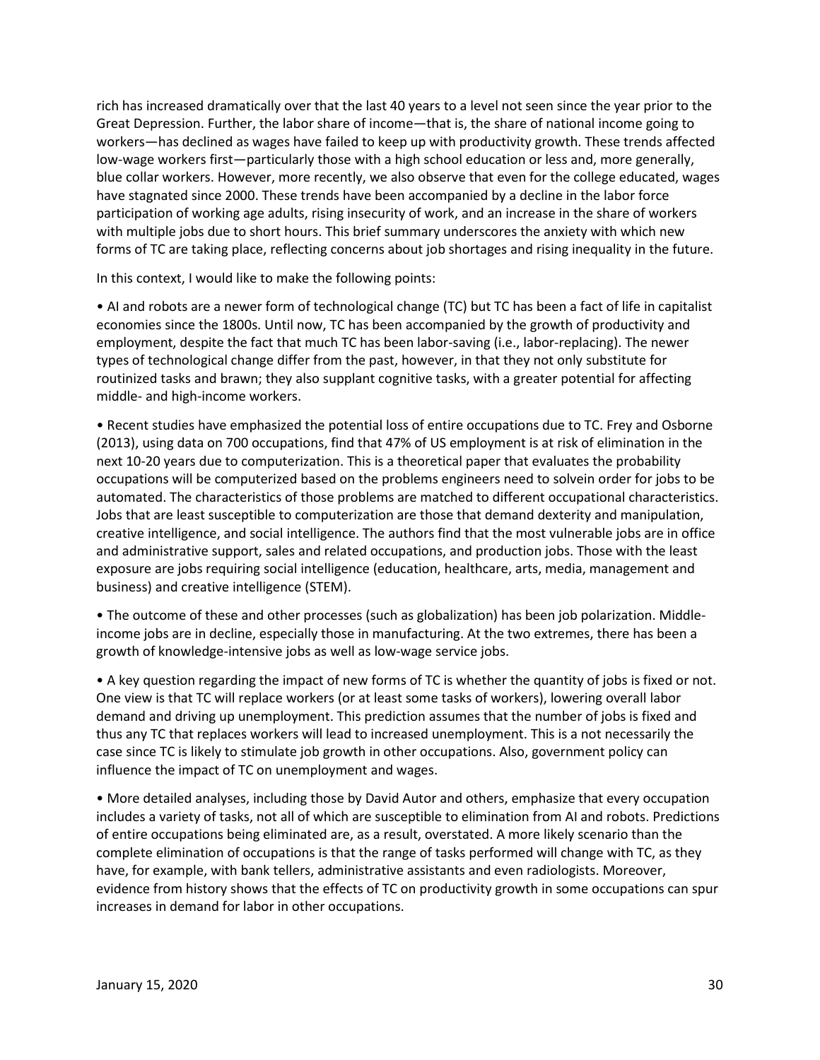rich has increased dramatically over that the last 40 years to a level not seen since the year prior to the Great Depression. Further, the labor share of income—that is, the share of national income going to workers—has declined as wages have failed to keep up with productivity growth. These trends affected low-wage workers first—particularly those with a high school education or less and, more generally, blue collar workers. However, more recently, we also observe that even for the college educated, wages have stagnated since 2000. These trends have been accompanied by a decline in the labor force participation of working age adults, rising insecurity of work, and an increase in the share of workers with multiple jobs due to short hours. This brief summary underscores the anxiety with which new forms of TC are taking place, reflecting concerns about job shortages and rising inequality in the future.

In this context, I would like to make the following points:

- AI and robots are a newer form of technological change (TC) but TC has been a fact of life in capitalist economies since the 1800s. Until now, TC has been accompanied by the growth of productivity and employment, despite the fact that much TC has been labor-saving (i.e., labor-replacing). The newer types of technological change differ from the past, however, in that they not only substitute for routinized tasks and brawn; they also supplant cognitive tasks, with a greater potential for affecting middle- and high-income workers.

- Recent studies have emphasized the potential loss of entire occupations due to TC. Frey and Osborne (2013), using data on 700 occupations, find that 47% of US employment is at risk of elimination in the next 10-20 years due to computerization. This is a theoretical paper that evaluates the probability occupations will be computerized based on the problems engineers need to solvein order for jobs to be automated. The characteristics of those problems are matched to different occupational characteristics. Jobs that are least susceptible to computerization are those that demand dexterity and manipulation, creative intelligence, and social intelligence. The authors find that the most vulnerable jobs are in office and administrative support, sales and related occupations, and production jobs. Those with the least exposure are jobs requiring social intelligence (education, healthcare, arts, media, management and business) and creative intelligence (STEM).

- The outcome of these and other processes (such as globalization) has been job polarization. Middle-income jobs are in decline, especially those in manufacturing. At the two extremes, there has been a growth of knowledge-intensive jobs as well as low-wage service jobs.

- A key question regarding the impact of new forms of TC is whether the quantity of jobs is fixed or not. One view is that TC will replace workers (or at least some tasks of workers), lowering overall labor demand and driving up unemployment. This prediction assumes that the number of jobs is fixed and thus any TC that replaces workers will lead to increased unemployment. This is a not necessarily the case since TC is likely to stimulate job growth in other occupations. Also, government policy can influence the impact of TC on unemployment and wages.

- More detailed analyses, including those by David Autor and others, emphasize that every occupation includes a variety of tasks, not all of which are susceptible to elimination from AI and robots. Predictions of entire occupations being eliminated are, as a result, overstated. A more likely scenario than the complete elimination of occupations is that the range of tasks performed will change with TC, as they have, for example, with bank tellers, administrative assistants and even radiologists. Moreover, evidence from history shows that the effects of TC on productivity growth in some occupations can spur increases in demand for labor in other occupations.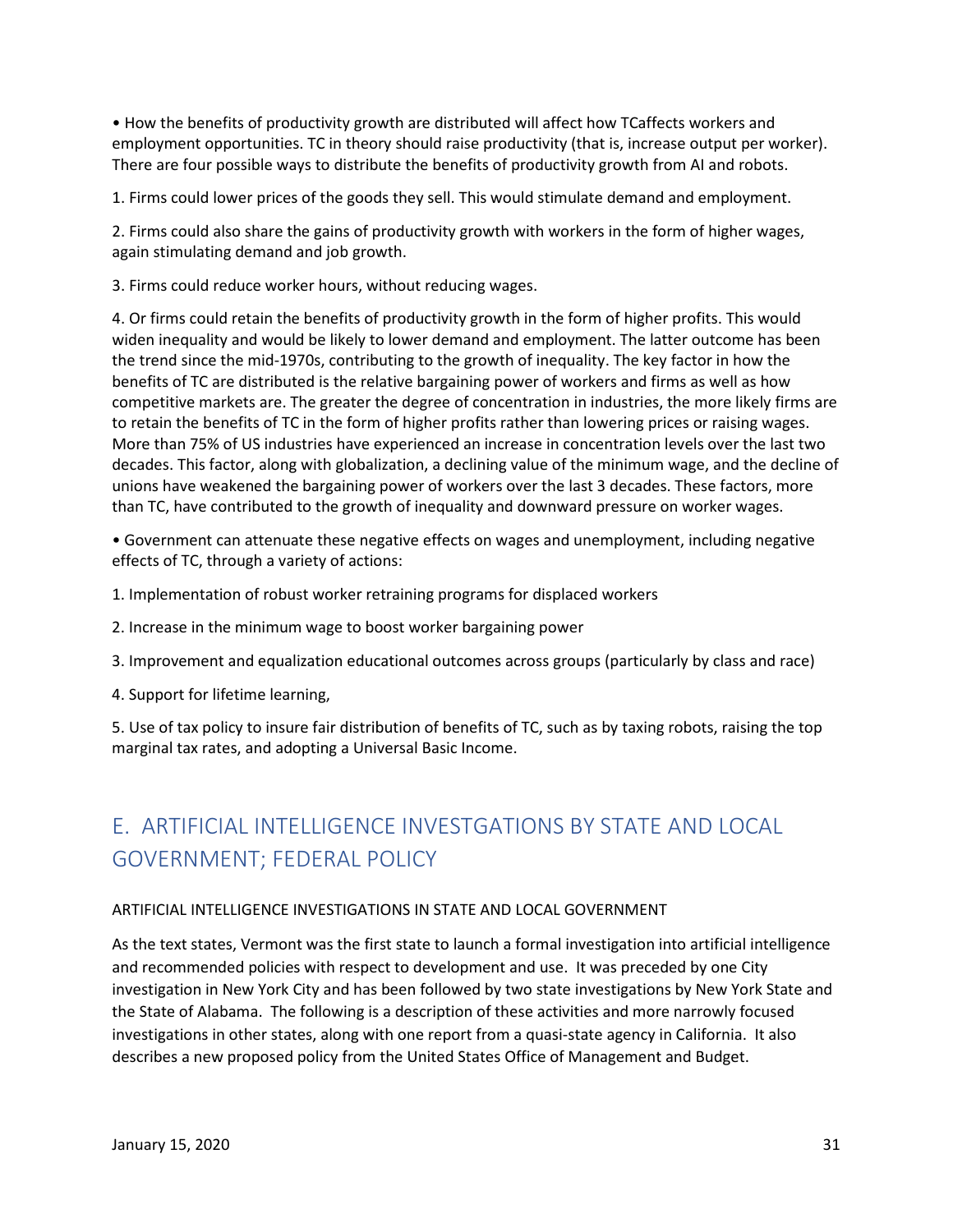• How the benefits of productivity growth are distributed will affect how TCaffects workers and employment opportunities. TC in theory should raise productivity (that is, increase output per worker). There are four possible ways to distribute the benefits of productivity growth from AI and robots.

1. Firms could lower prices of the goods they sell. This would stimulate demand and employment.

2. Firms could also share the gains of productivity growth with workers in the form of higher wages, again stimulating demand and job growth.

3. Firms could reduce worker hours, without reducing wages.

4. Or firms could retain the benefits of productivity growth in the form of higher profits. This would widen inequality and would be likely to lower demand and employment. The latter outcome has been the trend since the mid-1970s, contributing to the growth of inequality. The key factor in how the benefits of TC are distributed is the relative bargaining power of workers and firms as well as how competitive markets are. The greater the degree of concentration in industries, the more likely firms are to retain the benefits of TC in the form of higher profits rather than lowering prices or raising wages. More than 75% of US industries have experienced an increase in concentration levels over the last two decades. This factor, along with globalization, a declining value of the minimum wage, and the decline of unions have weakened the bargaining power of workers over the last 3 decades. These factors, more than TC, have contributed to the growth of inequality and downward pressure on worker wages.

• Government can attenuate these negative effects on wages and unemployment, including negative effects of TC, through a variety of actions:

1. Implementation of robust worker retraining programs for displaced workers

2. Increase in the minimum wage to boost worker bargaining power

3. Improvement and equalization educational outcomes across groups (particularly by class and race)

4. Support for lifetime learning,

5. Use of tax policy to insure fair distribution of benefits of TC, such as by taxing robots, raising the top marginal tax rates, and adopting a Universal Basic Income.

## E. ARTIFICIAL INTELLIGENCE INVESTGATIONS BY STATE AND LOCAL GOVERNMENT; FEDERAL POLICY

### ARTIFICIAL INTELLIGENCE INVESTIGATIONS IN STATE AND LOCAL GOVERNMENT

As the text states, Vermont was the first state to launch a formal investigation into artificial intelligence and recommended policies with respect to development and use. It was preceded by one City investigation in New York City and has been followed by two state investigations by New York State and the State of Alabama. The following is a description of these activities and more narrowly focused investigations in other states, along with one report from a quasi-state agency in California. It also describes a new proposed policy from the United States Office of Management and Budget.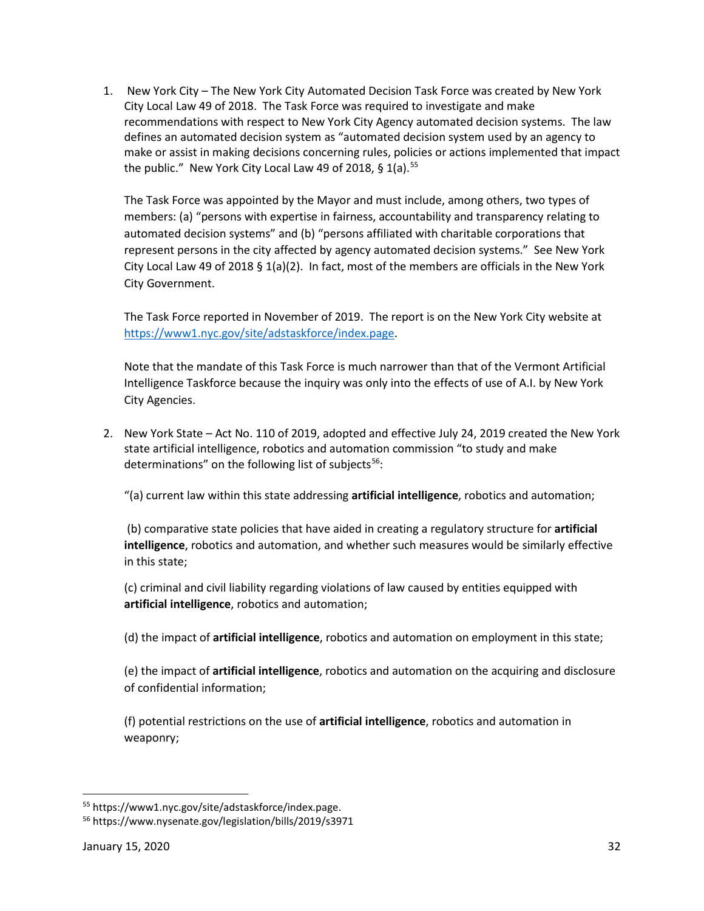1. New York City – The New York City Automated Decision Task Force was created by New York City Local Law 49 of 2018. The Task Force was required to investigate and make recommendations with respect to New York City Agency automated decision systems. The law defines an automated decision system as "automated decision system used by an agency to make or assist in making decisions concerning rules, policies or actions implemented that impact the public." New York City Local Law 49 of 2018, § 1(a).[55]

   The Task Force was appointed by the Mayor and must include, among others, two types of members: (a) "persons with expertise in fairness, accountability and transparency relating to automated decision systems" and (b) "persons affiliated with charitable corporations that represent persons in the city affected by agency automated decision systems." See New York City Local Law 49 of 2018 § 1(a)(2). In fact, most of the members are officials in the New York City Government.

   The Task Force reported in November of 2019. The report is on the New York City website at [https://www1.nyc.gov/site/adstaskforce/index.page](https://www1.nyc.gov/site/adstaskforce/index.page).

   Note that the mandate of this Task Force is much narrower than that of the Vermont Artificial Intelligence Taskforce because the inquiry was only into the effects of use of A.I. by New York City Agencies.

2. New York State – Act No. 110 of 2019, adopted and effective July 24, 2019 created the New York state artificial intelligence, robotics and automation commission "to study and make determinations" on the following list of subjects[56]:

   "(a) current law within this state addressing **artificial intelligence**, robotics and automation;

   (b) comparative state policies that have aided in creating a regulatory structure for **artificial intelligence**, robotics and automation, and whether such measures would be similarly effective in this state;

   (c) criminal and civil liability regarding violations of law caused by entities equipped with **artificial intelligence**, robotics and automation;

   (d) the impact of **artificial intelligence**, robotics and automation on employment in this state;

   (e) the impact of **artificial intelligence**, robotics and automation on the acquiring and disclosure of confidential information;

   (f) potential restrictions on the use of **artificial intelligence**, robotics and automation in weaponry;

---

[55] https://www1.nyc.gov/site/adstaskforce/index.page.

[56] https://www.nysenate.gov/legislation/bills/2019/s3971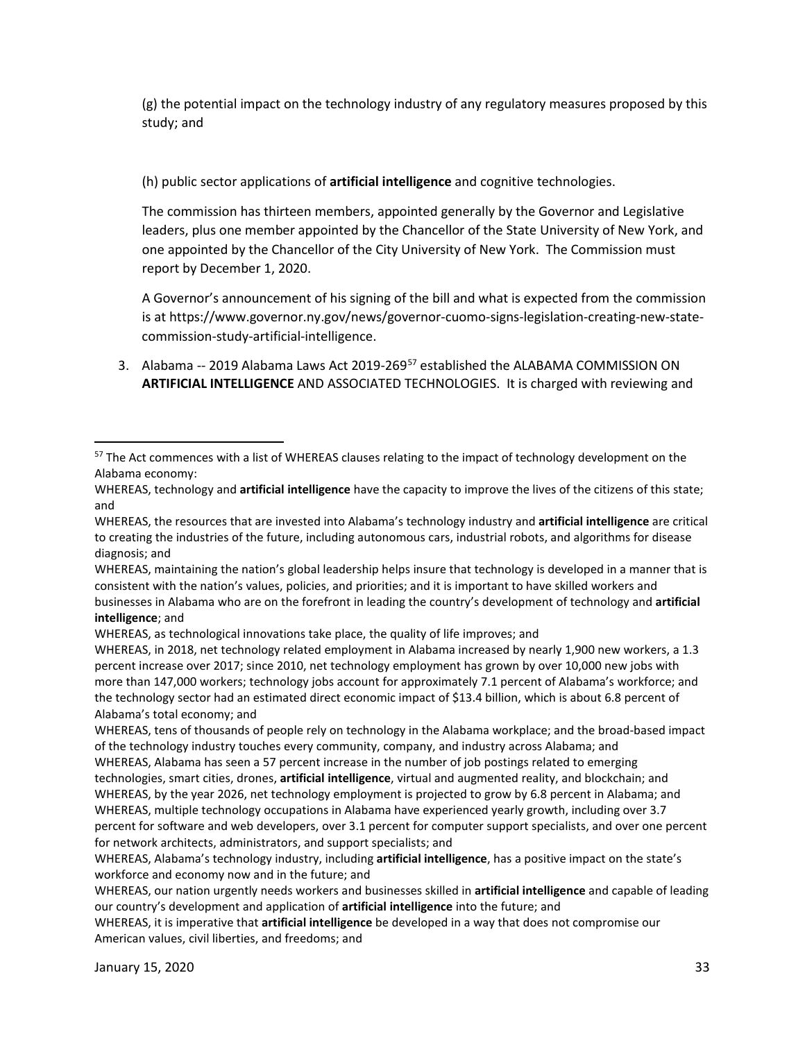(g) the potential impact on the technology industry of any regulatory measures proposed by this study; and

(h) public sector applications of **artificial intelligence** and cognitive technologies.

The commission has thirteen members, appointed generally by the Governor and Legislative leaders, plus one member appointed by the Chancellor of the State University of New York, and one appointed by the Chancellor of the City University of New York. The Commission must report by December 1, 2020.

A Governor's announcement of his signing of the bill and what is expected from the commission is at https://www.governor.ny.gov/news/governor-cuomo-signs-legislation-creating-new-state-commission-study-artificial-intelligence.

3. Alabama -- 2019 Alabama Laws Act 2019-269[57] established the ALABAMA COMMISSION ON **ARTIFICIAL INTELLIGENCE** AND ASSOCIATED TECHNOLOGIES. It is charged with reviewing and

---

[57] The Act commences with a list of WHEREAS clauses relating to the impact of technology development on the Alabama economy:

WHEREAS, technology and **artificial intelligence** have the capacity to improve the lives of the citizens of this state; and

WHEREAS, the resources that are invested into Alabama's technology industry and **artificial intelligence** are critical to creating the industries of the future, including autonomous cars, industrial robots, and algorithms for disease diagnosis; and

WHEREAS, maintaining the nation's global leadership helps insure that technology is developed in a manner that is consistent with the nation's values, policies, and priorities; and it is important to have skilled workers and businesses in Alabama who are on the forefront in leading the country's development of technology and **artificial intelligence**; and

WHEREAS, as technological innovations take place, the quality of life improves; and

WHEREAS, in 2018, net technology related employment in Alabama increased by nearly 1,900 new workers, a 1.3 percent increase over 2017; since 2010, net technology employment has grown by over 10,000 new jobs with more than 147,000 workers; technology jobs account for approximately 7.1 percent of Alabama's workforce; and the technology sector had an estimated direct economic impact of $13.4 billion, which is about 6.8 percent of Alabama's total economy; and

WHEREAS, tens of thousands of people rely on technology in the Alabama workplace; and the broad-based impact of the technology industry touches every community, company, and industry across Alabama; and

WHEREAS, Alabama has seen a 57 percent increase in the number of job postings related to emerging technologies, smart cities, drones, **artificial intelligence**, virtual and augmented reality, and blockchain; and

WHEREAS, by the year 2026, net technology employment is projected to grow by 6.8 percent in Alabama; and

WHEREAS, multiple technology occupations in Alabama have experienced yearly growth, including over 3.7 percent for software and web developers, over 3.1 percent for computer support specialists, and over one percent for network architects, administrators, and support specialists; and

WHEREAS, Alabama's technology industry, including **artificial intelligence**, has a positive impact on the state's workforce and economy now and in the future; and

WHEREAS, our nation urgently needs workers and businesses skilled in **artificial intelligence** and capable of leading our country's development and application of **artificial intelligence** into the future; and

WHEREAS, it is imperative that **artificial intelligence** be developed in a way that does not compromise our American values, civil liberties, and freedoms; and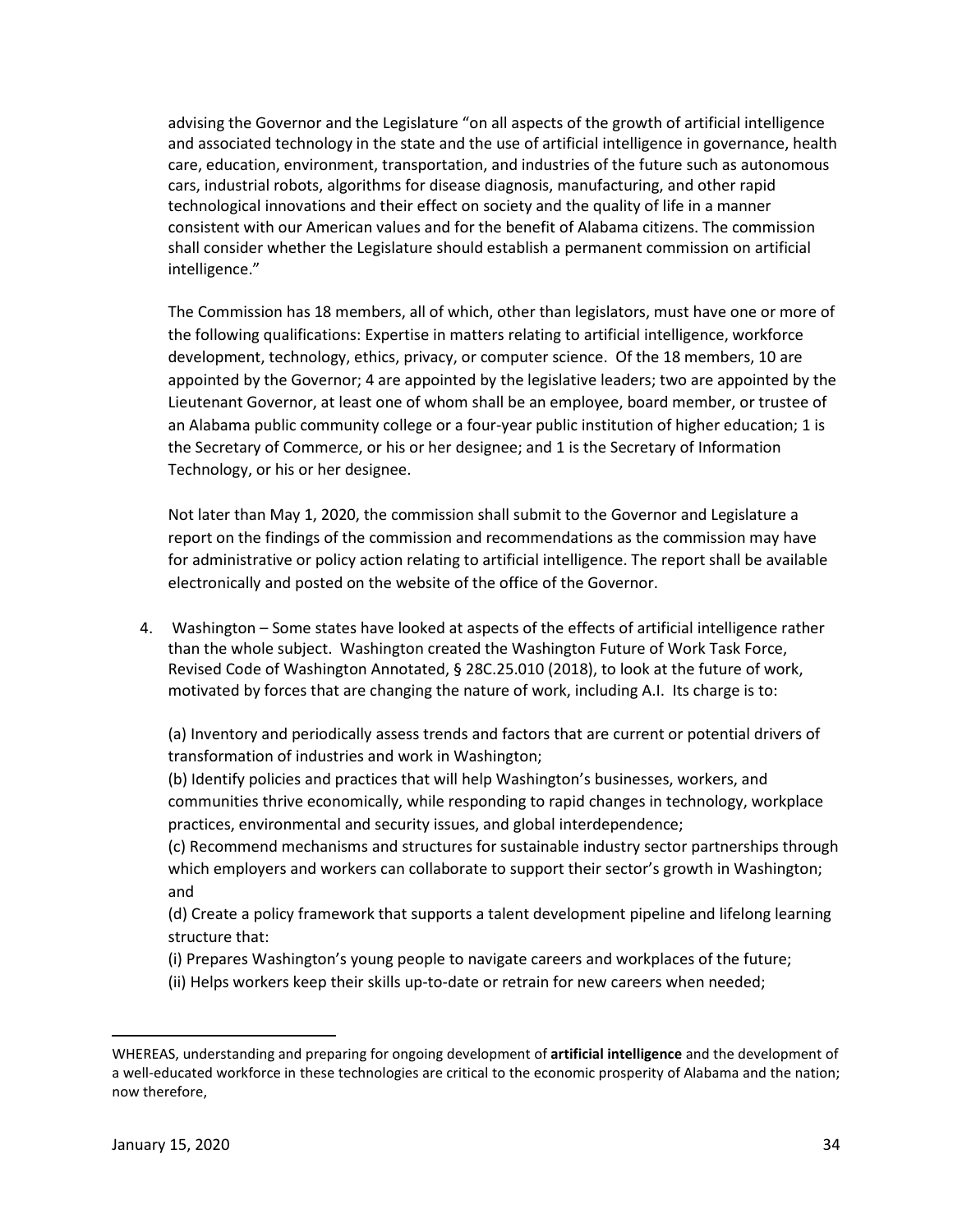advising the Governor and the Legislature "on all aspects of the growth of artificial intelligence and associated technology in the state and the use of artificial intelligence in governance, health care, education, environment, transportation, and industries of the future such as autonomous cars, industrial robots, algorithms for disease diagnosis, manufacturing, and other rapid technological innovations and their effect on society and the quality of life in a manner consistent with our American values and for the benefit of Alabama citizens. The commission shall consider whether the Legislature should establish a permanent commission on artificial intelligence."

The Commission has 18 members, all of which, other than legislators, must have one or more of the following qualifications: Expertise in matters relating to artificial intelligence, workforce development, technology, ethics, privacy, or computer science. Of the 18 members, 10 are appointed by the Governor; 4 are appointed by the legislative leaders; two are appointed by the Lieutenant Governor, at least one of whom shall be an employee, board member, or trustee of an Alabama public community college or a four-year public institution of higher education; 1 is the Secretary of Commerce, or his or her designee; and 1 is the Secretary of Information Technology, or his or her designee.

Not later than May 1, 2020, the commission shall submit to the Governor and Legislature a report on the findings of the commission and recommendations as the commission may have for administrative or policy action relating to artificial intelligence. The report shall be available electronically and posted on the website of the office of the Governor.

4. Washington – Some states have looked at aspects of the effects of artificial intelligence rather than the whole subject. Washington created the Washington Future of Work Task Force, Revised Code of Washington Annotated, § 28C.25.010 (2018), to look at the future of work, motivated by forces that are changing the nature of work, including A.I. Its charge is to:

   (a) Inventory and periodically assess trends and factors that are current or potential drivers of transformation of industries and work in Washington;
   (b) Identify policies and practices that will help Washington's businesses, workers, and communities thrive economically, while responding to rapid changes in technology, workplace practices, environmental and security issues, and global interdependence;
   (c) Recommend mechanisms and structures for sustainable industry sector partnerships through which employers and workers can collaborate to support their sector's growth in Washington; and
   (d) Create a policy framework that supports a talent development pipeline and lifelong learning structure that:
   (i) Prepares Washington's young people to navigate careers and workplaces of the future;
   (ii) Helps workers keep their skills up-to-date or retrain for new careers when needed;

---

WHEREAS, understanding and preparing for ongoing development of **artificial intelligence** and the development of a well-educated workforce in these technologies are critical to the economic prosperity of Alabama and the nation; now therefore,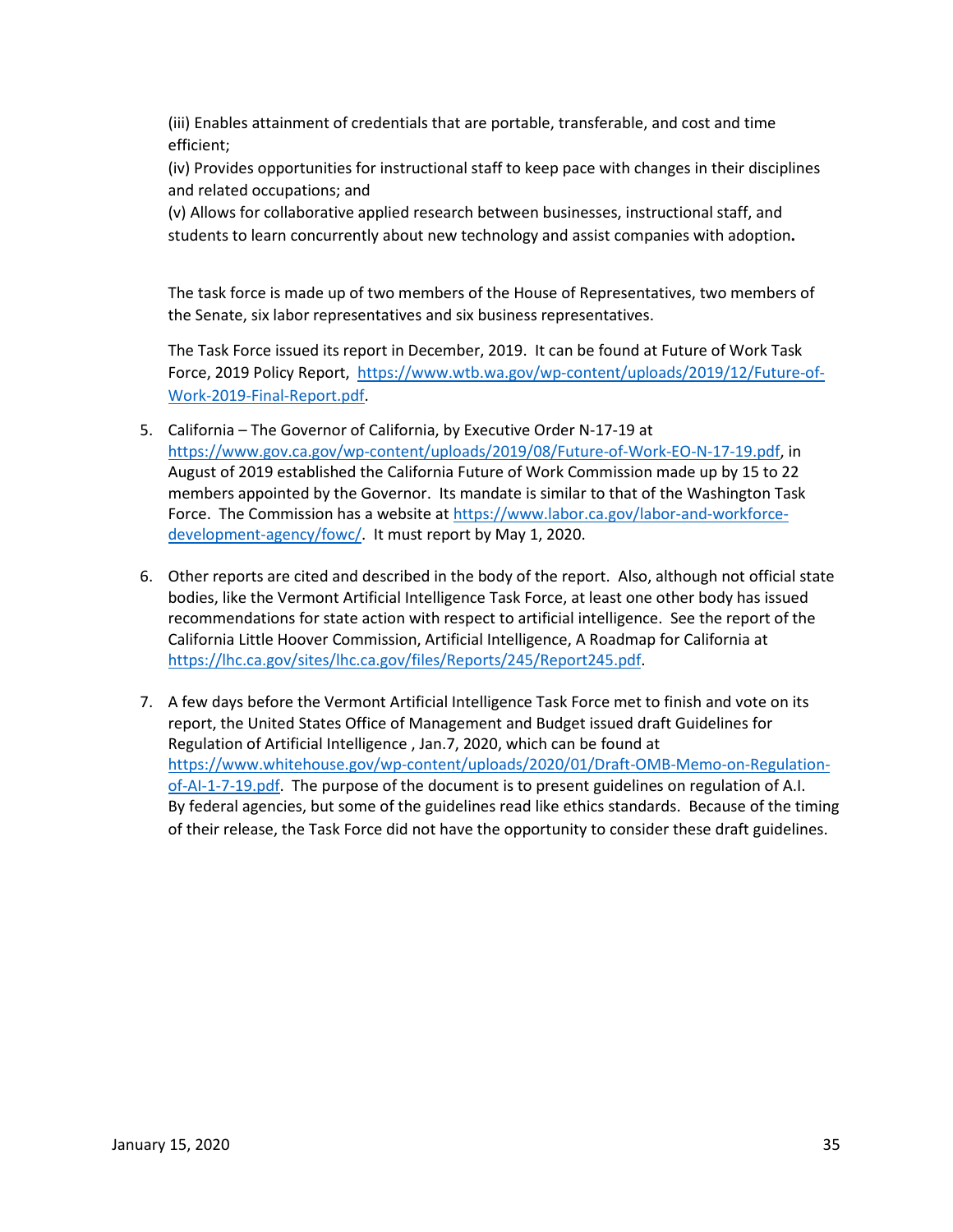(iii) Enables attainment of credentials that are portable, transferable, and cost and time efficient;

(iv) Provides opportunities for instructional staff to keep pace with changes in their disciplines and related occupations; and

(v) Allows for collaborative applied research between businesses, instructional staff, and students to learn concurrently about new technology and assist companies with adoption**.**

The task force is made up of two members of the House of Representatives, two members of the Senate, six labor representatives and six business representatives.

The Task Force issued its report in December, 2019. It can be found at Future of Work Task Force, 2019 Policy Report, [https://www.wtb.wa.gov/wp-content/uploads/2019/12/Future-of-Work-2019-Final-Report.pdf](https://www.wtb.wa.gov/wp-content/uploads/2019/12/Future-of-Work-2019-Final-Report.pdf).

5. California – The Governor of California, by Executive Order N-17-19 at [https://www.gov.ca.gov/wp-content/uploads/2019/08/Future-of-Work-EO-N-17-19.pdf](https://www.gov.ca.gov/wp-content/uploads/2019/08/Future-of-Work-EO-N-17-19.pdf), in August of 2019 established the California Future of Work Commission made up by 15 to 22 members appointed by the Governor. Its mandate is similar to that of the Washington Task Force. The Commission has a website at [https://www.labor.ca.gov/labor-and-workforce-development-agency/fowc/](https://www.labor.ca.gov/labor-and-workforce-development-agency/fowc/). It must report by May 1, 2020.

6. Other reports are cited and described in the body of the report. Also, although not official state bodies, like the Vermont Artificial Intelligence Task Force, at least one other body has issued recommendations for state action with respect to artificial intelligence. See the report of the California Little Hoover Commission, Artificial Intelligence, A Roadmap for California at [https://lhc.ca.gov/sites/lhc.ca.gov/files/Reports/245/Report245.pdf](https://lhc.ca.gov/sites/lhc.ca.gov/files/Reports/245/Report245.pdf).

7. A few days before the Vermont Artificial Intelligence Task Force met to finish and vote on its report, the United States Office of Management and Budget issued draft Guidelines for Regulation of Artificial Intelligence , Jan.7, 2020, which can be found at [https://www.whitehouse.gov/wp-content/uploads/2020/01/Draft-OMB-Memo-on-Regulation-of-AI-1-7-19.pdf](https://www.whitehouse.gov/wp-content/uploads/2020/01/Draft-OMB-Memo-on-Regulation-of-AI-1-7-19.pdf). The purpose of the document is to present guidelines on regulation of A.I. By federal agencies, but some of the guidelines read like ethics standards. Because of the timing of their release, the Task Force did not have the opportunity to consider these draft guidelines.